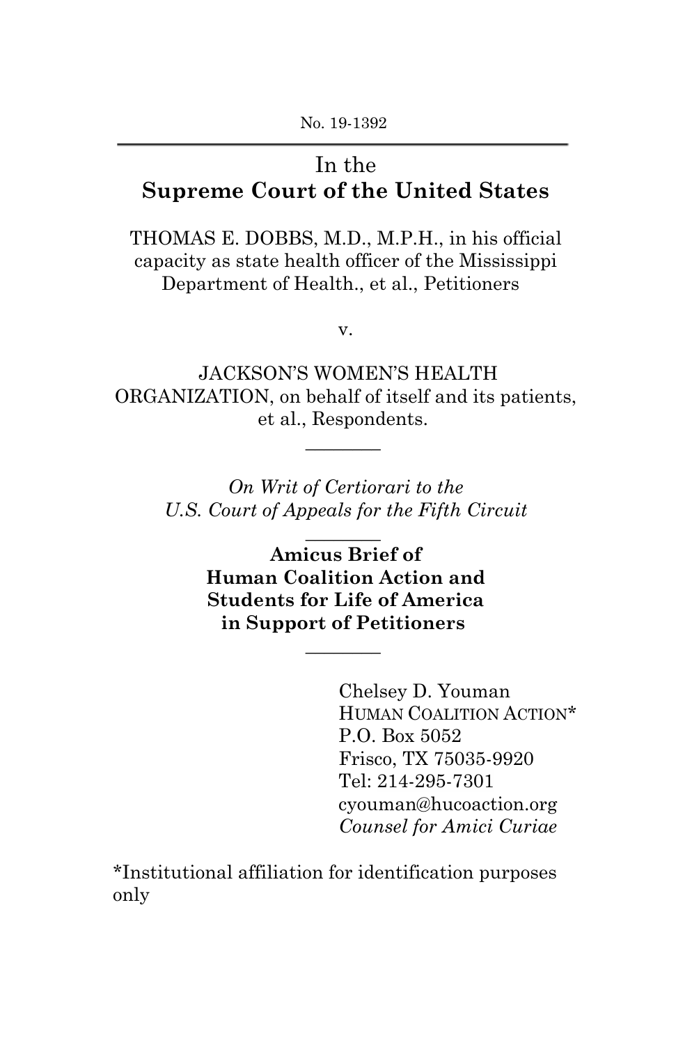No. 19-1392

---

In the
**Supreme Court of the United States**

THOMAS E. DOBBS, M.D., M.P.H., in his official capacity as state health officer of the Mississippi Department of Health., et al., Petitioners

v.

JACKSON'S WOMEN'S HEALTH ORGANIZATION, on behalf of itself and its patients, et al., Respondents.

---

*On Writ of Certiorari to the U.S. Court of Appeals for the Fifth Circuit*

---

**Amicus Brief of**
**Human Coalition Action and**
**Students for Life of America**
**in Support of Petitioners**

---

Chelsey D. Youman
HUMAN COALITION ACTION*
P.O. Box 5052
Frisco, TX 75035-9920
Tel: 214-295-7301
cyouman@hucoaction.org
*Counsel for Amici Curiae*

*Institutional affiliation for identification purposes only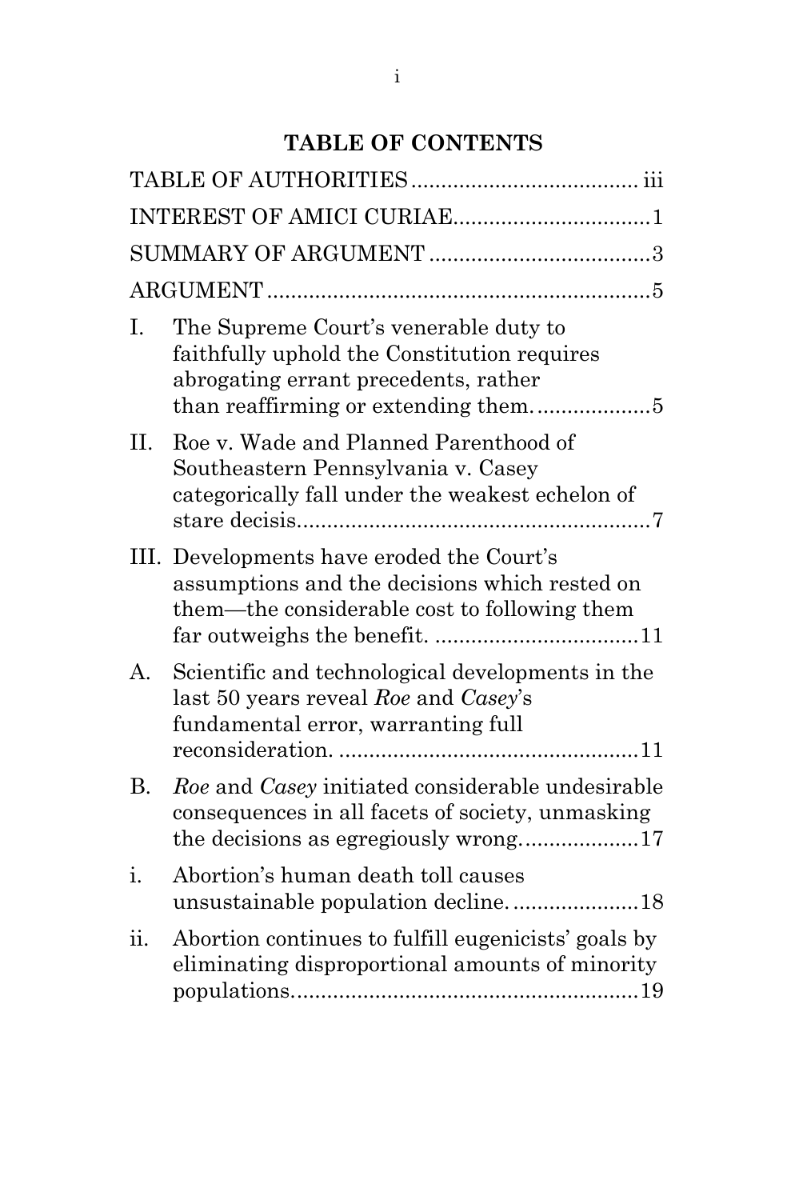# TABLE OF CONTENTS

TABLE OF AUTHORITIES ..................................... iii

INTEREST OF AMICI CURIAE ................................ 1

SUMMARY OF ARGUMENT ..................................... 3

ARGUMENT ............................................................... 5

I. The Supreme Court's venerable duty to faithfully uphold the Constitution requires abrogating errant precedents, rather than reaffirming or extending them. .................. 5

II. Roe v. Wade and Planned Parenthood of Southeastern Pennsylvania v. Casey categorically fall under the weakest echelon of stare decisis.......................................................... 7

III. Developments have eroded the Court's assumptions and the decisions which rested on them—the considerable cost to following them far outweighs the benefit. .................................. 11

A. Scientific and technological developments in the last 50 years reveal *Roe* and *Casey*'s fundamental error, warranting full reconsideration. .................................................. 11

B. *Roe* and *Casey* initiated considerable undesirable consequences in all facets of society, unmasking the decisions as egregiously wrong. .................. 17

i. Abortion's human death toll causes unsustainable population decline. ..................... 18

ii. Abortion continues to fulfill eugenicists' goals by eliminating disproportional amounts of minority populations. ........................................................ 19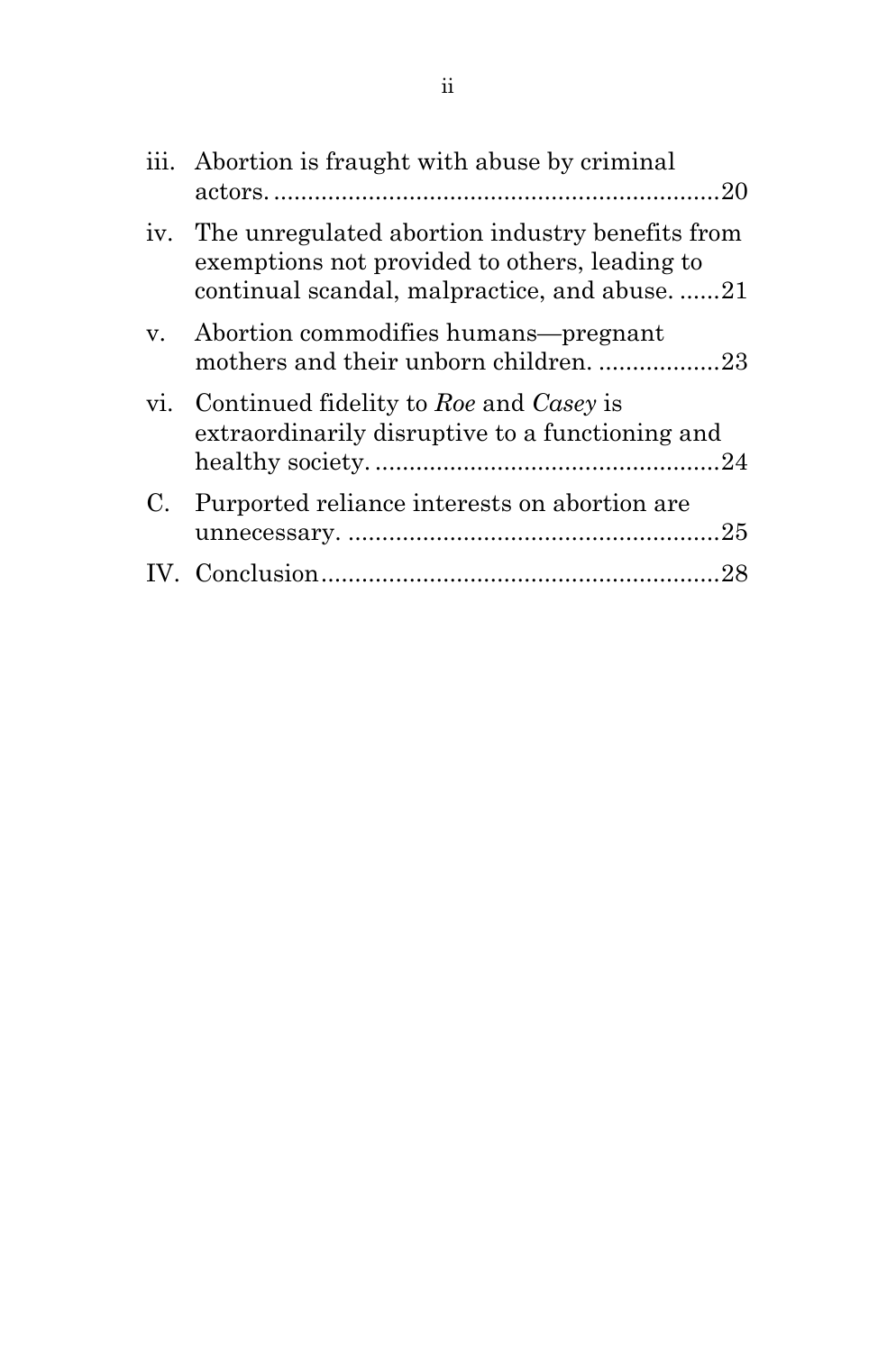iii. Abortion is fraught with abuse by criminal actors. ....................................................................20

iv. The unregulated abortion industry benefits from exemptions not provided to others, leading to continual scandal, malpractice, and abuse. ......21

v. Abortion commodifies humans—pregnant mothers and their unborn children. ..................23

vi. Continued fidelity to *Roe* and *Casey* is extraordinarily disruptive to a functioning and healthy society. ....................................................24

C. Purported reliance interests on abortion are unnecessary. ........................................................25

IV. Conclusion............................................................28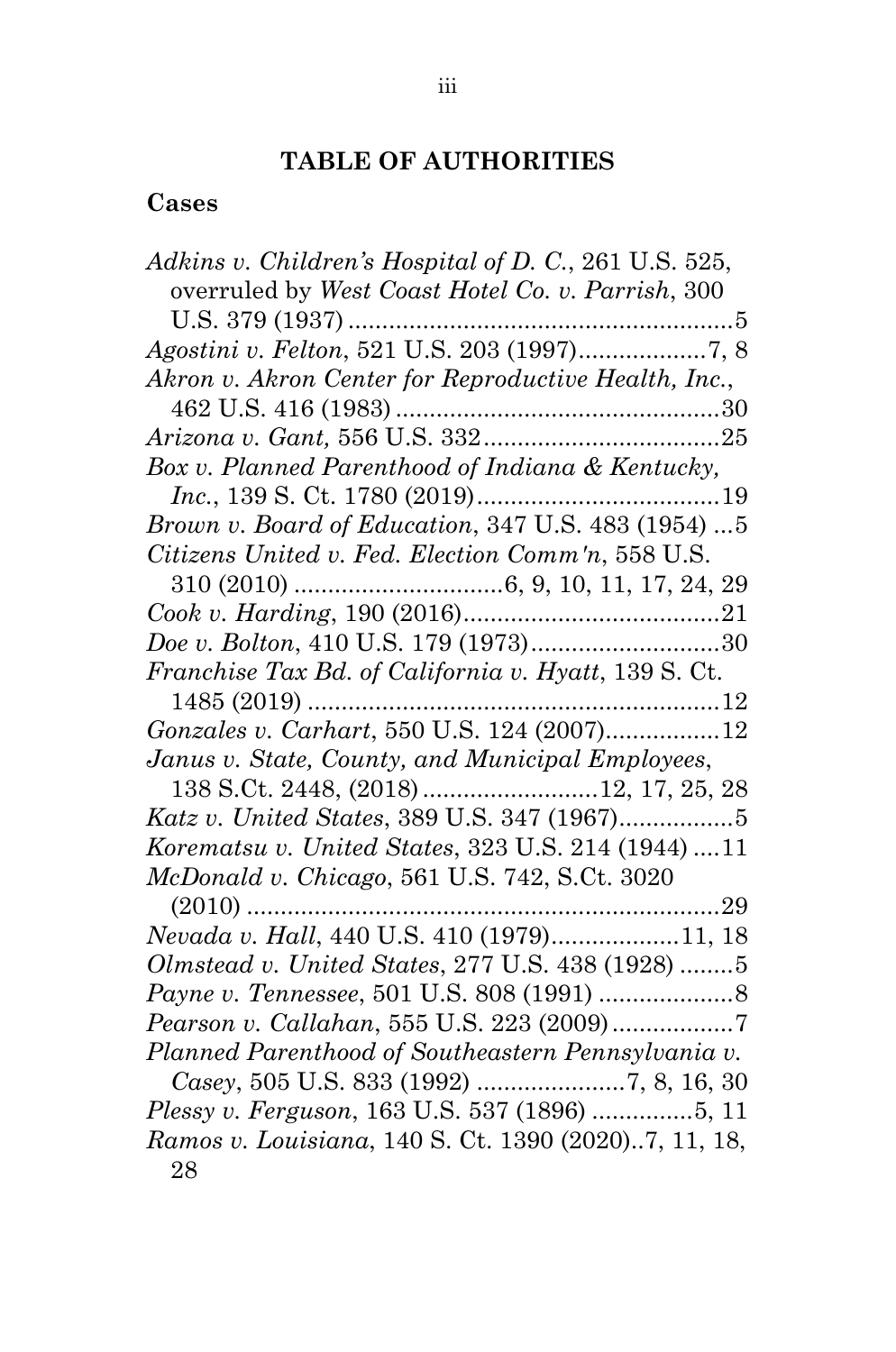## TABLE OF AUTHORITIES

### Cases

*Adkins v. Children's Hospital of D. C.*, 261 U.S. 525, overruled by *West Coast Hotel Co. v. Parrish*, 300 U.S. 379 (1937) ........................................................5

*Agostini v. Felton*, 521 U.S. 203 (1997)...................7, 8

*Akron v. Akron Center for Reproductive Health, Inc.*, 462 U.S. 416 (1983) ................................................30

*Arizona v. Gant,* 556 U.S. 332...................................25

*Box v. Planned Parenthood of Indiana & Kentucky, Inc.*, 139 S. Ct. 1780 (2019)....................................19

*Brown v. Board of Education*, 347 U.S. 483 (1954) ...5

*Citizens United v. Fed. Election Comm'n*, 558 U.S. 310 (2010) ...............................6, 9, 10, 11, 17, 24, 29

*Cook v. Harding*, 190 (2016)......................................21

*Doe v. Bolton*, 410 U.S. 179 (1973)...........................30

*Franchise Tax Bd. of California v. Hyatt*, 139 S. Ct. 1485 (2019) .............................................................12

*Gonzales v. Carhart*, 550 U.S. 124 (2007)................12

*Janus v. State, County, and Municipal Employees*, 138 S.Ct. 2448, (2018) ..........................12, 17, 25, 28

*Katz v. United States*, 389 U.S. 347 (1967)................5

*Korematsu v. United States*, 323 U.S. 214 (1944) ....11

*McDonald v. Chicago*, 561 U.S. 742, S.Ct. 3020 (2010) .......................................................................29

*Nevada v. Hall*, 440 U.S. 410 (1979)...................11, 18

*Olmstead v. United States*, 277 U.S. 438 (1928) ........5

*Payne v. Tennessee*, 501 U.S. 808 (1991) ....................8

*Pearson v. Callahan*, 555 U.S. 223 (2009).................7

*Planned Parenthood of Southeastern Pennsylvania v. Casey*, 505 U.S. 833 (1992) ......................7, 8, 16, 30

*Plessy v. Ferguson*, 163 U.S. 537 (1896) ...............5, 11

*Ramos v. Louisiana*, 140 S. Ct. 1390 (2020)..7, 11, 18, 28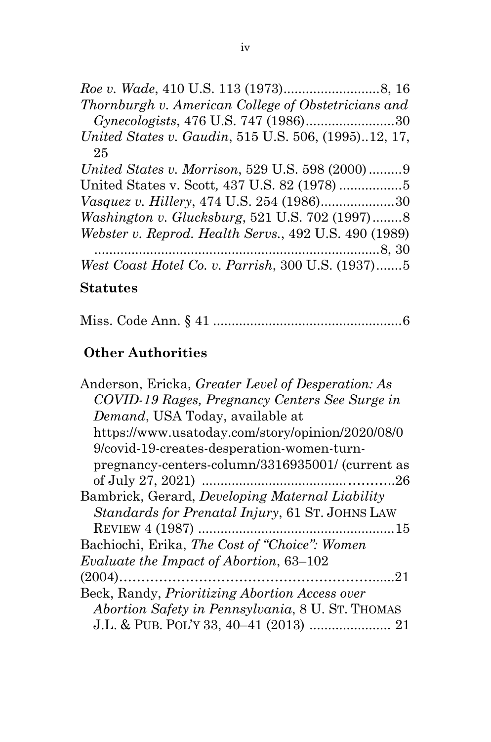*Roe v. Wade*, 410 U.S. 113 (1973)..........................8, 16

*Thornburgh v. American College of Obstetricians and Gynecologists*, 476 U.S. 747 (1986)........................30

*United States v. Gaudin*, 515 U.S. 506, (1995)..12, 17, 25

*United States v. Morrison*, 529 U.S. 598 (2000).........9

United States v. Scott*,* 437 U.S. 82 (1978) .................5

*Vasquez v. Hillery*, 474 U.S. 254 (1986)....................30

*Washington v. Glucksburg*, 521 U.S. 702 (1997)........8

*Webster v. Reprod. Health Servs.*, 492 U.S. 490 (1989) ............................................................................8, 30

*West Coast Hotel Co. v. Parrish*, 300 U.S. (1937).......5

**Statutes**

Miss. Code Ann. § 41 ...................................................6

**Other Authorities**

Anderson, Ericka, *Greater Level of Desperation: As COVID-19 Rages, Pregnancy Centers See Surge in Demand*, USA Today, available at https://www.usatoday.com/story/opinion/2020/08/09/covid-19-creates-desperation-women-turn-pregnancy-centers-column/3316935001/ (current as of July 27, 2021) ..............................................26

Bambrick, Gerard, *Developing Maternal Liability Standards for Prenatal Injury*, 61 ST. JOHNS LAW REVIEW 4 (1987) .....................................................15

Bachiochi, Erika, *The Cost of "Choice": Women Evaluate the Impact of Abortion*, 63–102 (2004)...........................................................................21

Beck, Randy, *Prioritizing Abortion Access over Abortion Safety in Pennsylvania*, 8 U. ST. THOMAS J.L. & PUB. POL'Y 33, 40–41 (2013) ...................... 21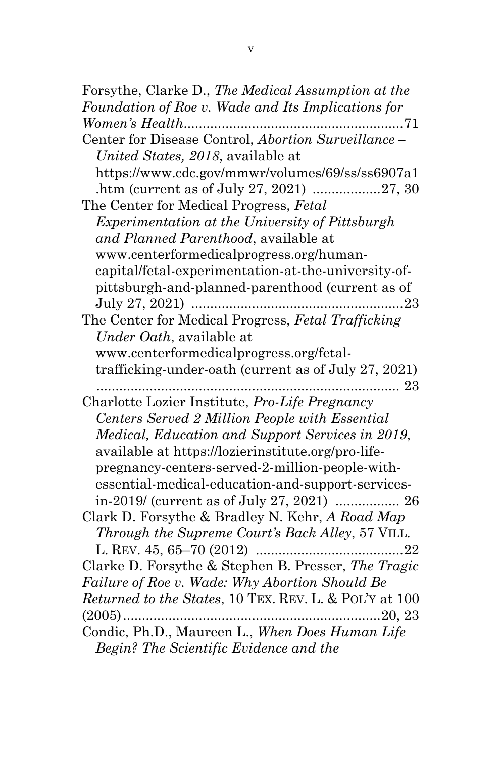Forsythe, Clarke D., *The Medical Assumption at the Foundation of Roe v. Wade and Its Implications for Women's Health*..........................................................71

Center for Disease Control, *Abortion Surveillance – United States, 2018*, available at https://www.cdc.gov/mmwr/volumes/69/ss/ss6907a1.htm (current as of July 27, 2021) ..................27, 30

The Center for Medical Progress, *Fetal Experimentation at the University of Pittsburgh and Planned Parenthood*, available at www.centerformedicalprogress.org/human-capital/fetal-experimentation-at-the-university-of-pittsburgh-and-planned-parenthood (current as of July 27, 2021) ........................................................23

The Center for Medical Progress, *Fetal Trafficking Under Oath*, available at www.centerformedicalprogress.org/fetal-trafficking-under-oath (current as of July 27, 2021) ................................................................................ 23

Charlotte Lozier Institute, *Pro-Life Pregnancy Centers Served 2 Million People with Essential Medical, Education and Support Services in 2019*, available at https://lozierinstitute.org/pro-life-pregnancy-centers-served-2-million-people-with-essential-medical-education-and-support-services-in-2019/ (current as of July 27, 2021) ................. 26

Clark D. Forsythe & Bradley N. Kehr, *A Road Map Through the Supreme Court's Back Alley*, 57 VILL. L. REV. 45, 65–70 (2012) .......................................22

Clarke D. Forsythe & Stephen B. Presser, *The Tragic Failure of Roe v. Wade: Why Abortion Should Be Returned to the States*, 10 TEX. REV. L. & POL'Y at 100 (2005)...................................................................20, 23

Condic, Ph.D., Maureen L., *When Does Human Life Begin? The Scientific Evidence and the*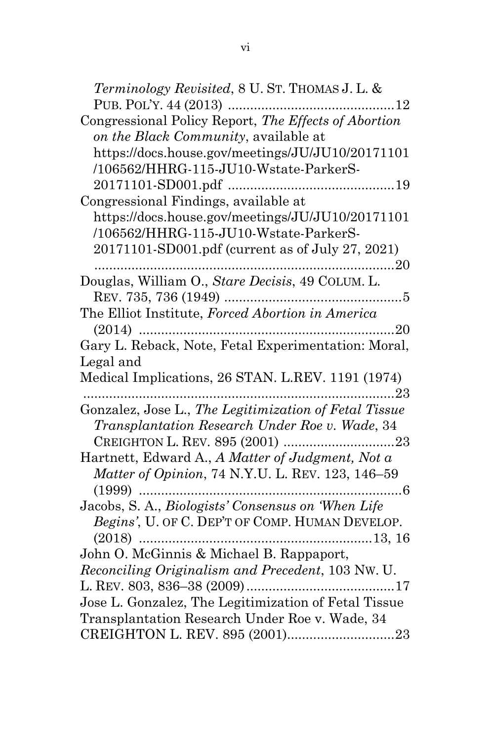*Terminology Revisited*, 8 U. ST. THOMAS J. L. & PUB. POL'Y. 44 (2013) ............................................12

Congressional Policy Report, *The Effects of Abortion on the Black Community*, available at https://docs.house.gov/meetings/JU/JU10/20171101/106562/HHRG-115-JU10-Wstate-ParkerS-20171101-SD001.pdf ............................................19

Congressional Findings, available at https://docs.house.gov/meetings/JU/JU10/20171101/106562/HHRG-115-JU10-Wstate-ParkerS-20171101-SD001.pdf (current as of July 27, 2021) ................................................................................20

Douglas, William O., *Stare Decisis*, 49 COLUM. L. REV. 735, 736 (1949) ................................................5

The Elliot Institute, *Forced Abortion in America* (2014) .....................................................................20

Gary L. Reback, Note, Fetal Experimentation: Moral, Legal and
Medical Implications, 26 STAN. L.REV. 1191 (1974) ....................................................................................23

Gonzalez, Jose L., *The Legitimization of Fetal Tissue Transplantation Research Under Roe v. Wade*, 34 CREIGHTON L. REV. 895 (2001) .............................23

Hartnett, Edward A., *A Matter of Judgment, Not a Matter of Opinion*, 74 N.Y.U. L. REV. 123, 146–59 (1999) .......................................................................6

Jacobs, S. A., *Biologists' Consensus on 'When Life Begins'*, U. OF C. DEP'T OF COMP. HUMAN DEVELOP. (2018) .............................................................13, 16

John O. McGinnis & Michael B. Rappaport, *Reconciling Originalism and Precedent*, 103 NW. U. L. REV. 803, 836–38 (2009).........................................17

Jose L. Gonzalez, The Legitimization of Fetal Tissue Transplantation Research Under Roe v. Wade, 34 CREIGHTON L. REV. 895 (2001).............................23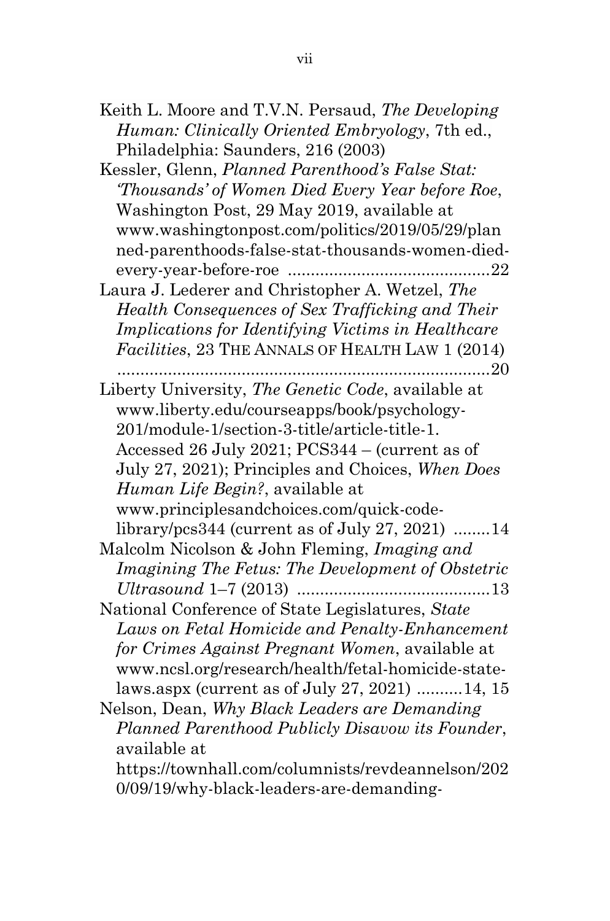Keith L. Moore and T.V.N. Persaud, *The Developing Human: Clinically Oriented Embryology*, 7th ed., Philadelphia: Saunders, 216 (2003)

Kessler, Glenn, *Planned Parenthood's False Stat: 'Thousands' of Women Died Every Year before Roe*, Washington Post, 29 May 2019, available at www.washingtonpost.com/politics/2019/05/29/planned-parenthoods-false-stat-thousands-women-died-every-year-before-roe ............................................22

Laura J. Lederer and Christopher A. Wetzel, *The Health Consequences of Sex Trafficking and Their Implications for Identifying Victims in Healthcare Facilities*, 23 THE ANNALS OF HEALTH LAW 1 (2014) ..................................................................................20

Liberty University, *The Genetic Code*, available at www.liberty.edu/courseapps/book/psychology-201/module-1/section-3-title/article-title-1. Accessed 26 July 2021; PCS344 – (current as of July 27, 2021); Principles and Choices, *When Does Human Life Begin?*, available at www.principlesandchoices.com/quick-code-library/pcs344 (current as of July 27, 2021) ........14

Malcolm Nicolson & John Fleming, *Imaging and Imagining The Fetus: The Development of Obstetric Ultrasound* 1–7 (2013) ..........................................13

National Conference of State Legislatures, *State Laws on Fetal Homicide and Penalty-Enhancement for Crimes Against Pregnant Women*, available at www.ncsl.org/research/health/fetal-homicide-state-laws.aspx (current as of July 27, 2021) ..........14, 15

Nelson, Dean, *Why Black Leaders are Demanding Planned Parenthood Publicly Disavow its Founder*, available at https://townhall.com/columnists/revdeannelson/2020/09/19/why-black-leaders-are-demanding-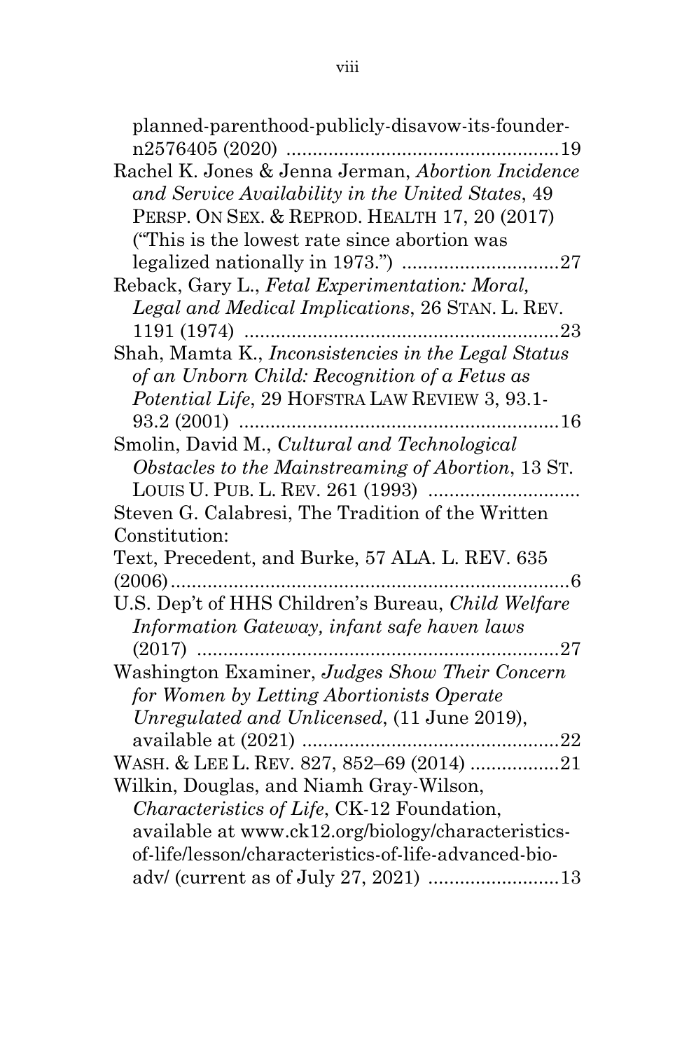planned-parenthood-publicly-disavow-its-founder-n2576405 (2020) ....................................................19

Rachel K. Jones & Jenna Jerman, *Abortion Incidence and Service Availability in the United States*, 49 PERSP. ON SEX. & REPROD. HEALTH 17, 20 (2017) ("This is the lowest rate since abortion was legalized nationally in 1973.") .............................27

Reback, Gary L., *Fetal Experimentation: Moral, Legal and Medical Implications*, 26 STAN. L. REV. 1191 (1974) ...........................................................23

Shah, Mamta K., *Inconsistencies in the Legal Status of an Unborn Child: Recognition of a Fetus as Potential Life*, 29 HOFSTRA LAW REVIEW 3, 93.1-93.2 (2001) ............................................................16

Smolin, David M., *Cultural and Technological Obstacles to the Mainstreaming of Abortion*, 13 ST. LOUIS U. PUB. L. REV. 261 (1993) ............................

Steven G. Calabresi, The Tradition of the Written Constitution:
Text, Precedent, and Burke, 57 ALA. L. REV. 635 (2006).............................................................................6

U.S. Dep't of HHS Children's Bureau, *Child Welfare Information Gateway, infant safe haven laws* (2017) ....................................................................27

Washington Examiner, *Judges Show Their Concern for Women by Letting Abortionists Operate Unregulated and Unlicensed*, (11 June 2019), available at (2021) ................................................22

WASH. & LEE L. REV. 827, 852–69 (2014) .................21

Wilkin, Douglas, and Niamh Gray-Wilson, *Characteristics of Life*, CK-12 Foundation, available at www.ck12.org/biology/characteristics-of-life/lesson/characteristics-of-life-advanced-bio-adv/ (current as of July 27, 2021) .........................13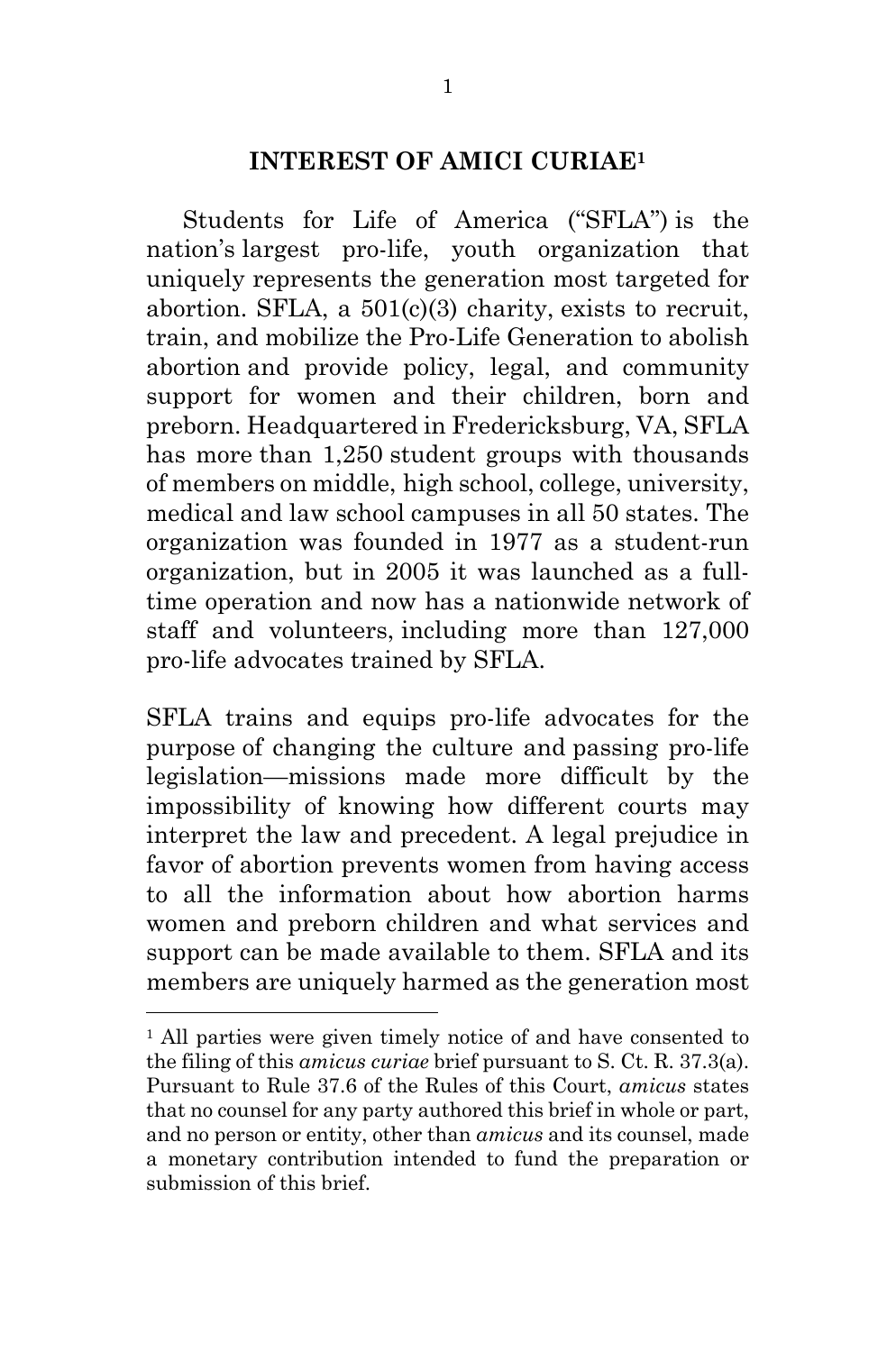## INTEREST OF AMICI CURIAE[1]

Students for Life of America ("SFLA") is the nation's largest pro-life, youth organization that uniquely represents the generation most targeted for abortion. SFLA, a 501(c)(3) charity, exists to recruit, train, and mobilize the Pro-Life Generation to abolish abortion and provide policy, legal, and community support for women and their children, born and preborn. Headquartered in Fredericksburg, VA, SFLA has more than 1,250 student groups with thousands of members on middle, high school, college, university, medical and law school campuses in all 50 states. The organization was founded in 1977 as a student-run organization, but in 2005 it was launched as a full-time operation and now has a nationwide network of staff and volunteers, including more than 127,000 pro-life advocates trained by SFLA.

SFLA trains and equips pro-life advocates for the purpose of changing the culture and passing pro-life legislation—missions made more difficult by the impossibility of knowing how different courts may interpret the law and precedent. A legal prejudice in favor of abortion prevents women from having access to all the information about how abortion harms women and preborn children and what services and support can be made available to them. SFLA and its members are uniquely harmed as the generation most

---

[1] All parties were given timely notice of and have consented to the filing of this *amicus curiae* brief pursuant to S. Ct. R. 37.3(a). Pursuant to Rule 37.6 of the Rules of this Court, *amicus* states that no counsel for any party authored this brief in whole or part, and no person or entity, other than *amicus* and its counsel, made a monetary contribution intended to fund the preparation or submission of this brief.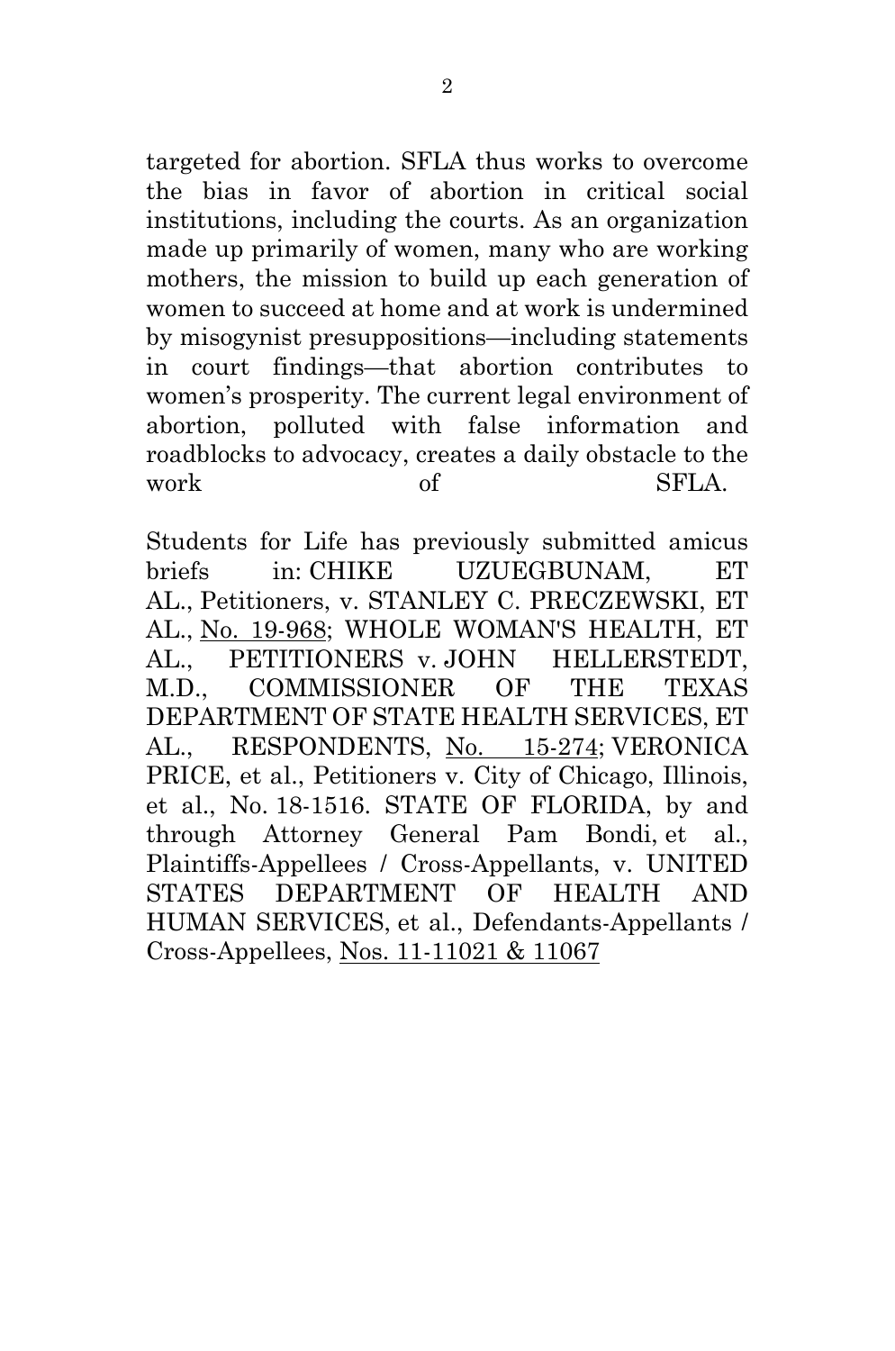targeted for abortion. SFLA thus works to overcome the bias in favor of abortion in critical social institutions, including the courts. As an organization made up primarily of women, many who are working mothers, the mission to build up each generation of women to succeed at home and at work is undermined by misogynist presuppositions—including statements in court findings—that abortion contributes to women's prosperity. The current legal environment of abortion, polluted with false information and roadblocks to advocacy, creates a daily obstacle to the work of SFLA.

Students for Life has previously submitted amicus briefs in: CHIKE UZUEGBUNAM, ET AL., Petitioners, v. STANLEY C. PRECZEWSKI, ET AL., No. 19-968; WHOLE WOMAN'S HEALTH, ET AL., PETITIONERS v. JOHN HELLERSTEDT, M.D., COMMISSIONER OF THE TEXAS DEPARTMENT OF STATE HEALTH SERVICES, ET AL., RESPONDENTS, No. 15-274; VERONICA PRICE, et al., Petitioners v. City of Chicago, Illinois, et al., No. 18-1516. STATE OF FLORIDA, by and through Attorney General Pam Bondi, et al., Plaintiffs-Appellees / Cross-Appellants, v. UNITED STATES DEPARTMENT OF HEALTH AND HUMAN SERVICES, et al., Defendants-Appellants / Cross-Appellees, Nos. 11-11021 & 11067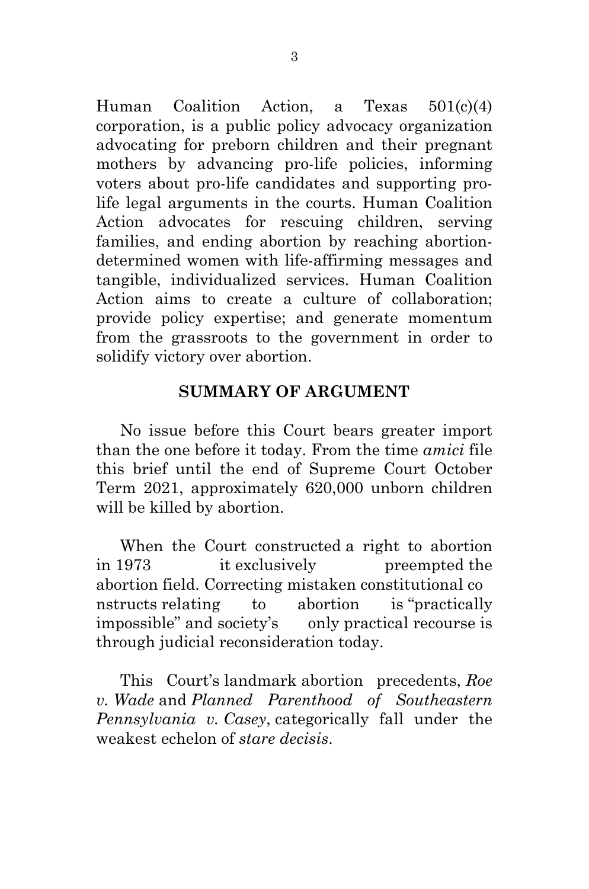Human Coalition Action, a Texas 501(c)(4) corporation, is a public policy advocacy organization advocating for preborn children and their pregnant mothers by advancing pro-life policies, informing voters about pro-life candidates and supporting pro-life legal arguments in the courts. Human Coalition Action advocates for rescuing children, serving families, and ending abortion by reaching abortion-determined women with life-affirming messages and tangible, individualized services. Human Coalition Action aims to create a culture of collaboration; provide policy expertise; and generate momentum from the grassroots to the government in order to solidify victory over abortion.

## SUMMARY OF ARGUMENT

No issue before this Court bears greater import than the one before it today. From the time *amici* file this brief until the end of Supreme Court October Term 2021, approximately 620,000 unborn children will be killed by abortion.

When the Court constructed a right to abortion in 1973 it exclusively preempted the abortion field. Correcting mistaken constitutional constructs relating to abortion is "practically impossible" and society's only practical recourse is through judicial reconsideration today.

This Court's landmark abortion precedents, *Roe v. Wade* and *Planned Parenthood of Southeastern Pennsylvania v. Casey*, categorically fall under the weakest echelon of *stare decisis*.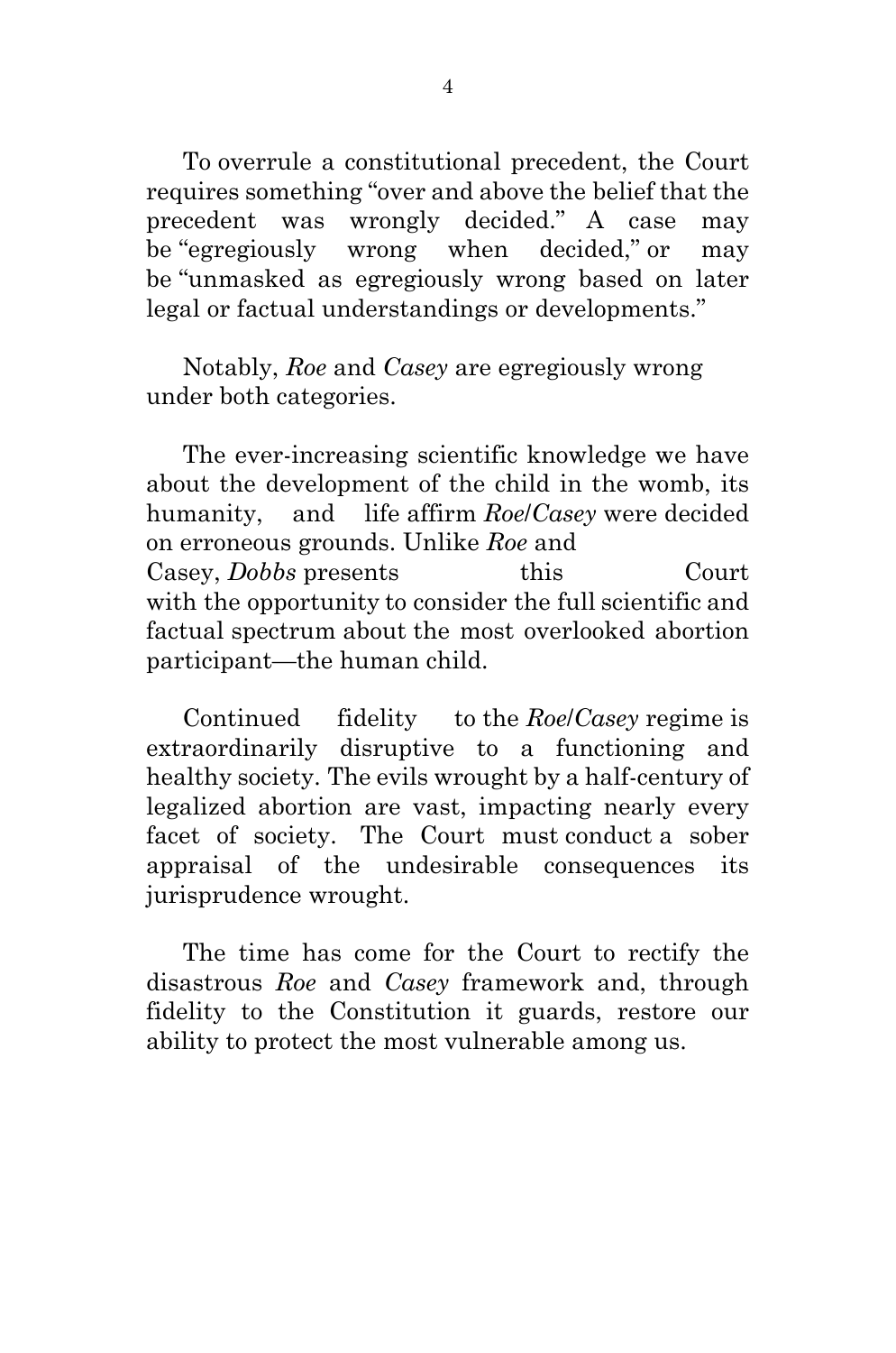To overrule a constitutional precedent, the Court requires something "over and above the belief that the precedent was wrongly decided." A case may be "egregiously wrong when decided," or may be "unmasked as egregiously wrong based on later legal or factual understandings or developments."

Notably, *Roe* and *Casey* are egregiously wrong under both categories.

The ever-increasing scientific knowledge we have about the development of the child in the womb, its humanity, and life affirm *Roe*/*Casey* were decided on erroneous grounds. Unlike *Roe* and Casey, *Dobbs* presents this Court with the opportunity to consider the full scientific and factual spectrum about the most overlooked abortion participant—the human child.

Continued fidelity to the *Roe*/*Casey* regime is extraordinarily disruptive to a functioning and healthy society. The evils wrought by a half-century of legalized abortion are vast, impacting nearly every facet of society. The Court must conduct a sober appraisal of the undesirable consequences its jurisprudence wrought.

The time has come for the Court to rectify the disastrous *Roe* and *Casey* framework and, through fidelity to the Constitution it guards, restore our ability to protect the most vulnerable among us.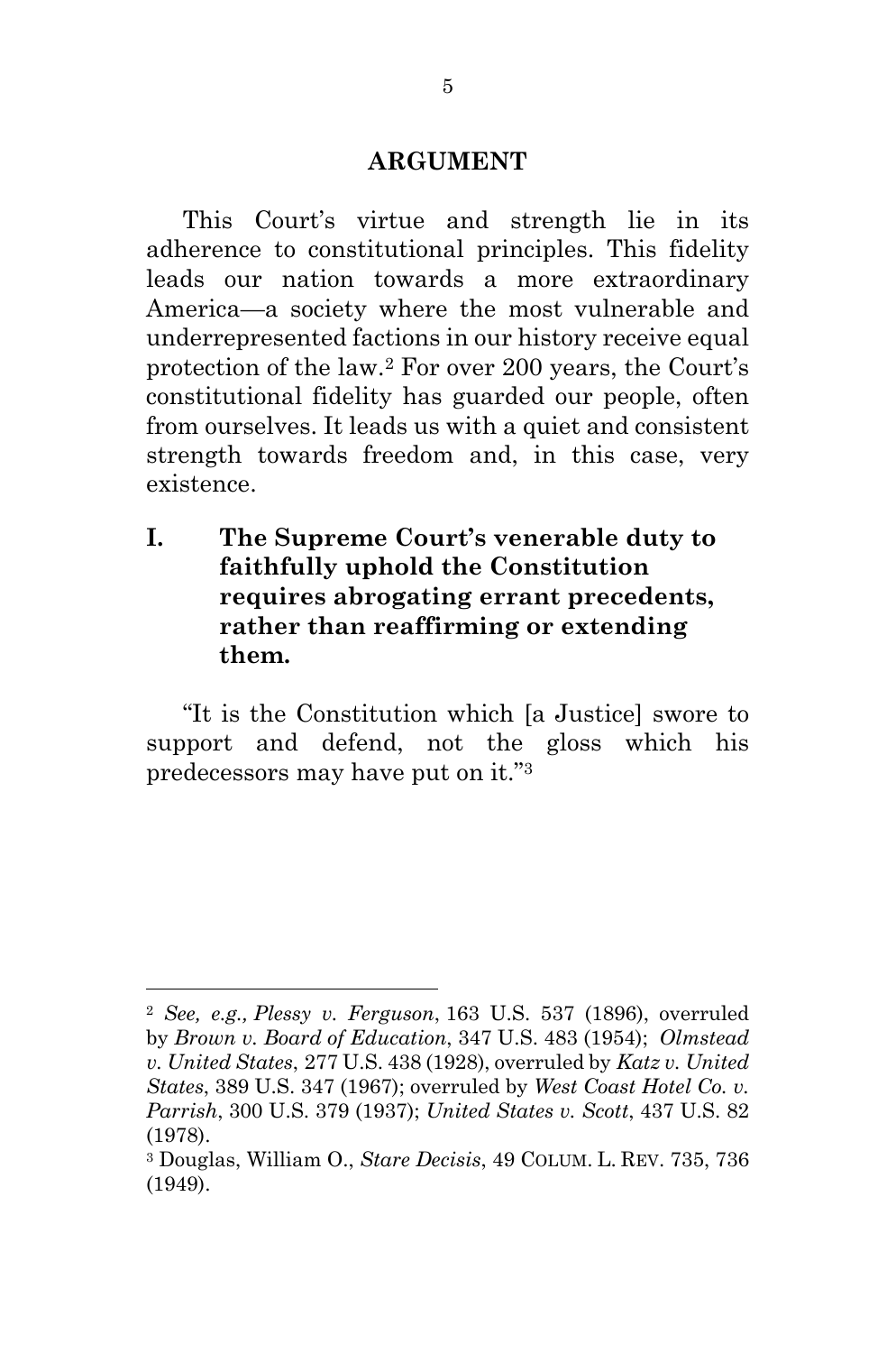## ARGUMENT

This Court's virtue and strength lie in its adherence to constitutional principles. This fidelity leads our nation towards a more extraordinary America—a society where the most vulnerable and underrepresented factions in our history receive equal protection of the law.[2] For over 200 years, the Court's constitutional fidelity has guarded our people, often from ourselves. It leads us with a quiet and consistent strength towards freedom and, in this case, very existence.

### I. The Supreme Court's venerable duty to faithfully uphold the Constitution requires abrogating errant precedents, rather than reaffirming or extending them.

"It is the Constitution which [a Justice] swore to support and defend, not the gloss which his predecessors may have put on it."[3]

---

[2] *See, e.g., Plessy v. Ferguson*, 163 U.S. 537 (1896), overruled by *Brown v. Board of Education*, 347 U.S. 483 (1954); *Olmstead v. United States*, 277 U.S. 438 (1928), overruled by *Katz v. United States*, 389 U.S. 347 (1967); overruled by *West Coast Hotel Co. v. Parrish*, 300 U.S. 379 (1937); *United States v. Scott*, 437 U.S. 82 (1978).

[3] Douglas, William O., *Stare Decisis*, 49 COLUM. L. REV. 735, 736 (1949).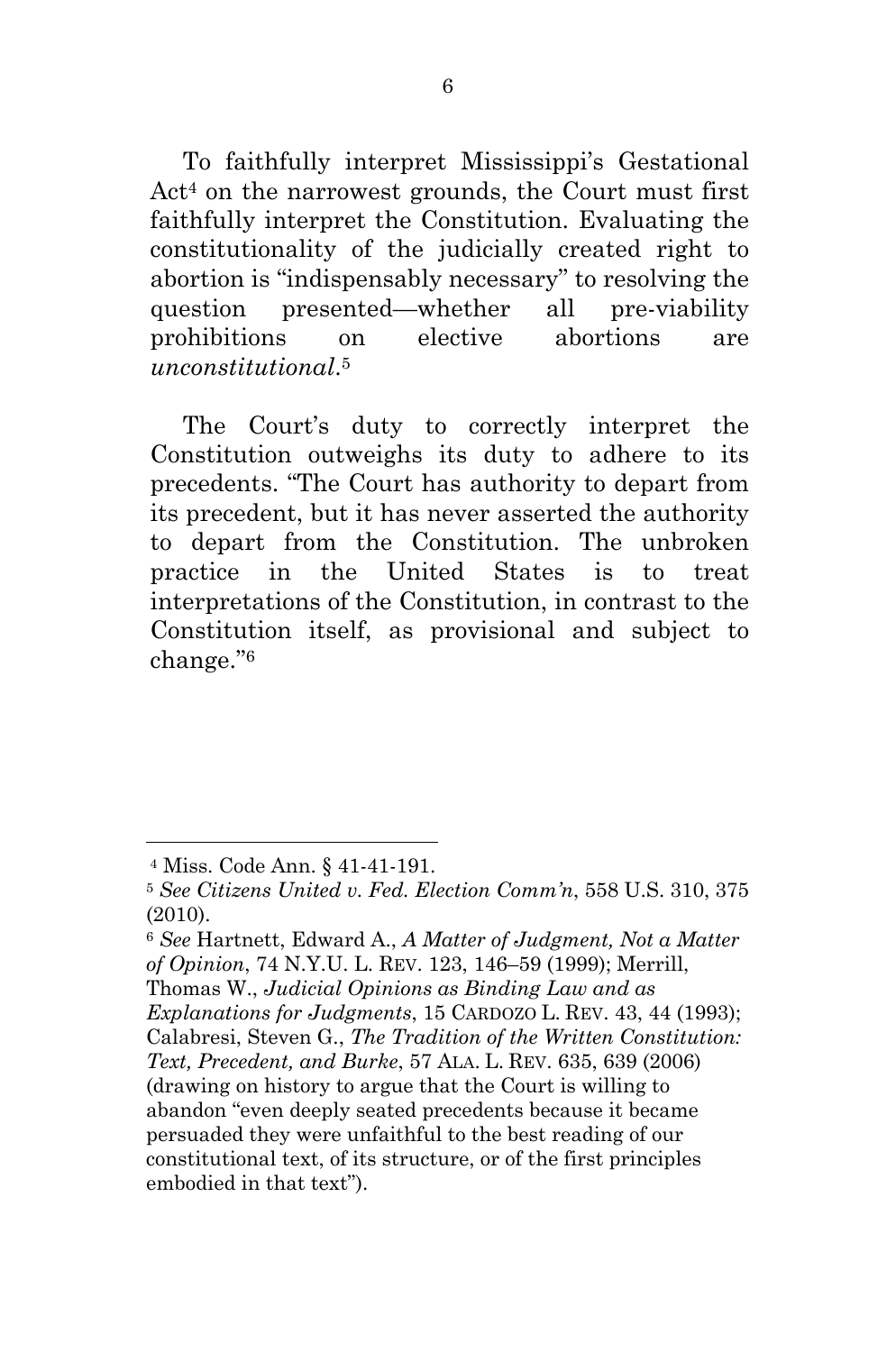To faithfully interpret Mississippi's Gestational Act[4] on the narrowest grounds, the Court must first faithfully interpret the Constitution. Evaluating the constitutionality of the judicially created right to abortion is "indispensably necessary" to resolving the question presented—whether all pre-viability prohibitions on elective abortions are *unconstitutional*.[5]

The Court's duty to correctly interpret the Constitution outweighs its duty to adhere to its precedents. "The Court has authority to depart from its precedent, but it has never asserted the authority to depart from the Constitution. The unbroken practice in the United States is to treat interpretations of the Constitution, in contrast to the Constitution itself, as provisional and subject to change."[6]

---

[4] Miss. Code Ann. § 41-41-191.

[5] *See Citizens United v. Fed. Election Comm'n*, 558 U.S. 310, 375 (2010).

[6] *See* Hartnett, Edward A., *A Matter of Judgment, Not a Matter of Opinion*, 74 N.Y.U. L. REV. 123, 146–59 (1999); Merrill, Thomas W., *Judicial Opinions as Binding Law and as Explanations for Judgments*, 15 CARDOZO L. REV. 43, 44 (1993); Calabresi, Steven G., *The Tradition of the Written Constitution: Text, Precedent, and Burke*, 57 ALA. L. REV. 635, 639 (2006) (drawing on history to argue that the Court is willing to abandon "even deeply seated precedents because it became persuaded they were unfaithful to the best reading of our constitutional text, of its structure, or of the first principles embodied in that text").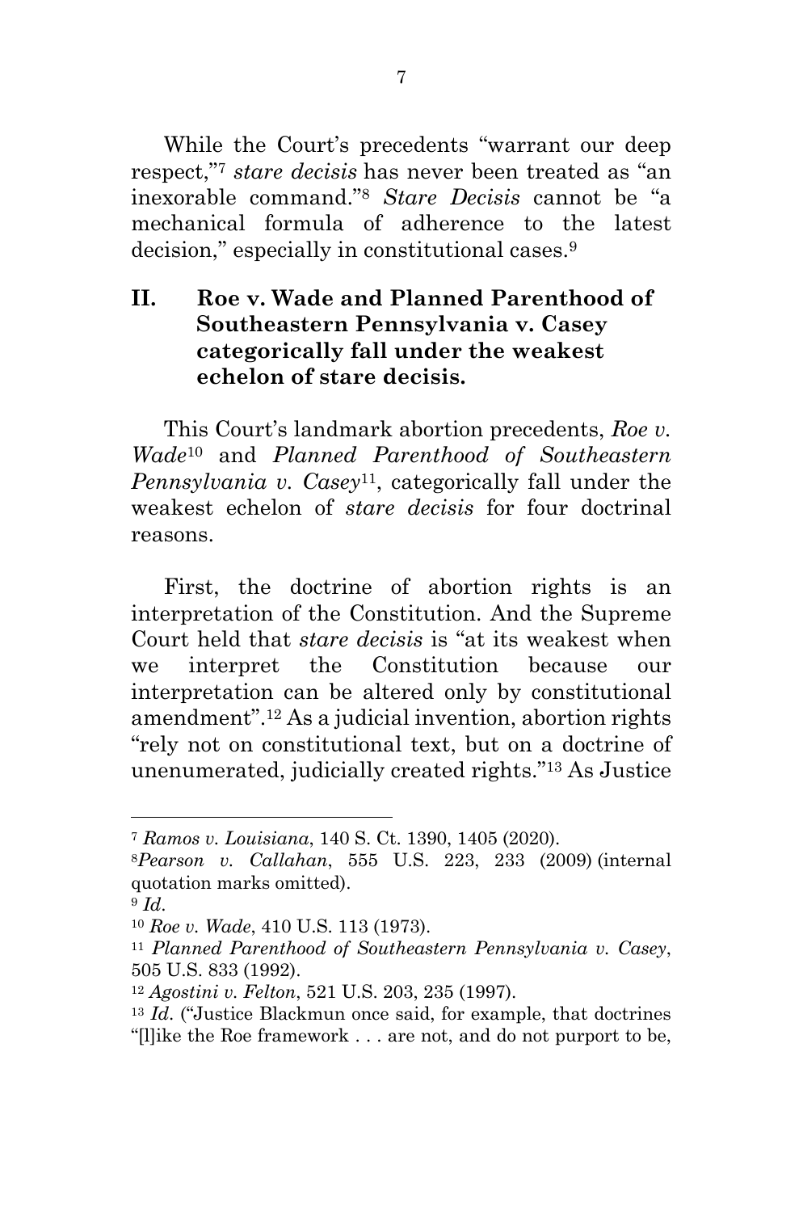While the Court's precedents "warrant our deep respect,"[7] *stare decisis* has never been treated as "an inexorable command."[8] *Stare Decisis* cannot be "a mechanical formula of adherence to the latest decision," especially in constitutional cases.[9]

## II. Roe v. Wade and Planned Parenthood of Southeastern Pennsylvania v. Casey categorically fall under the weakest echelon of stare decisis.

This Court's landmark abortion precedents, *Roe v. Wade*[10] and *Planned Parenthood of Southeastern Pennsylvania v. Casey*[11], categorically fall under the weakest echelon of *stare decisis* for four doctrinal reasons.

First, the doctrine of abortion rights is an interpretation of the Constitution. And the Supreme Court held that *stare decisis* is "at its weakest when we interpret the Constitution because our interpretation can be altered only by constitutional amendment".[12] As a judicial invention, abortion rights "rely not on constitutional text, but on a doctrine of unenumerated, judicially created rights."[13] As Justice

---

[7] *Ramos v. Louisiana*, 140 S. Ct. 1390, 1405 (2020).

[8] *Pearson v. Callahan*, 555 U.S. 223, 233 (2009) (internal quotation marks omitted).

[9] *Id*.

[10] *Roe v. Wade*, 410 U.S. 113 (1973).

[11] *Planned Parenthood of Southeastern Pennsylvania v. Casey*, 505 U.S. 833 (1992).

[12] *Agostini v. Felton*, 521 U.S. 203, 235 (1997).

[13] *Id*. ("Justice Blackmun once said, for example, that doctrines "[l]ike the Roe framework . . . are not, and do not purport to be,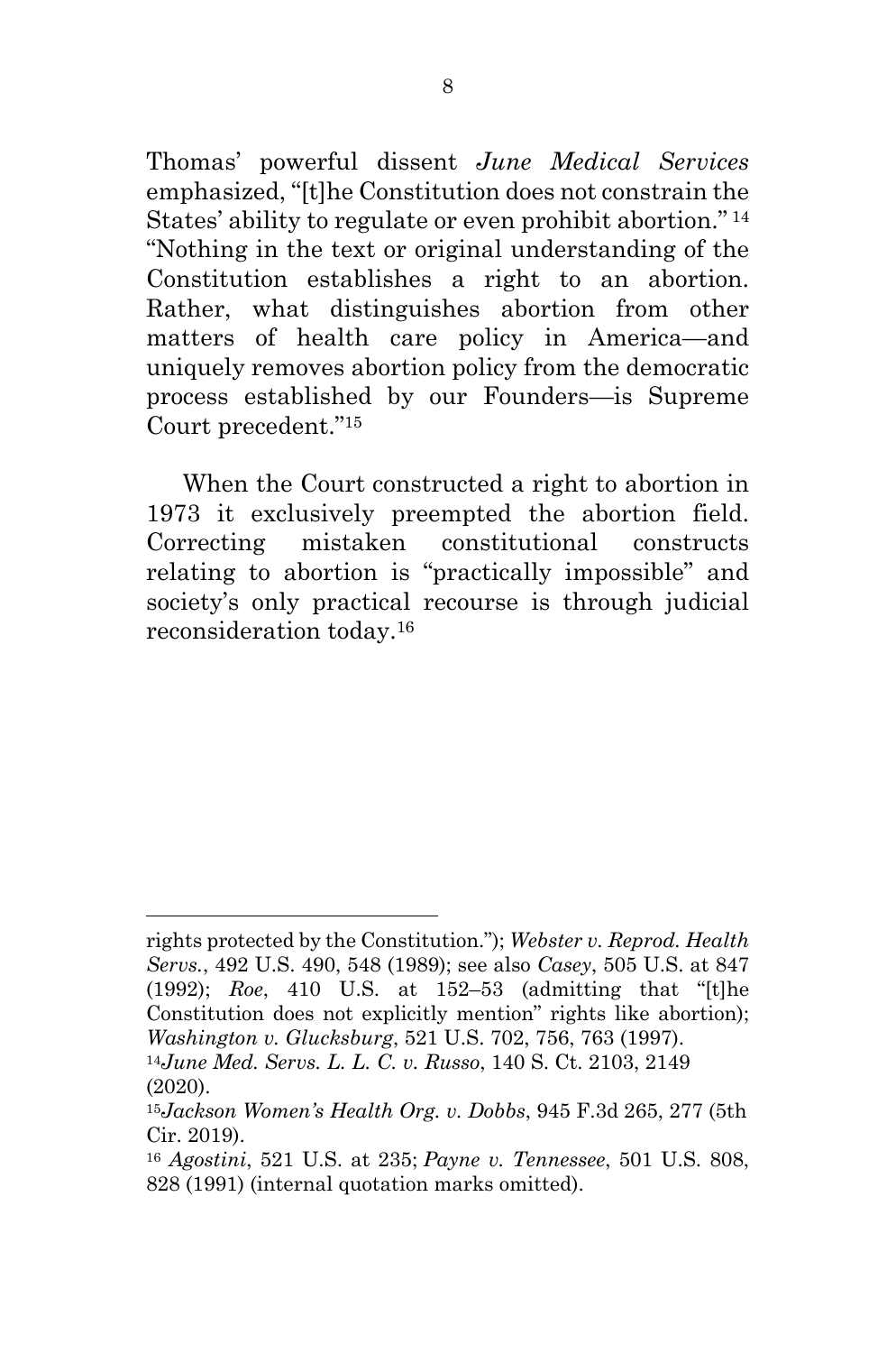Thomas' powerful dissent *June Medical Services* emphasized, "[t]he Constitution does not constrain the States' ability to regulate or even prohibit abortion."[14] "Nothing in the text or original understanding of the Constitution establishes a right to an abortion. Rather, what distinguishes abortion from other matters of health care policy in America—and uniquely removes abortion policy from the democratic process established by our Founders—is Supreme Court precedent."[15]

When the Court constructed a right to abortion in 1973 it exclusively preempted the abortion field. Correcting mistaken constitutional constructs relating to abortion is "practically impossible" and society's only practical recourse is through judicial reconsideration today.[16]

---

rights protected by the Constitution."); *Webster v. Reprod. Health Servs.*, 492 U.S. 490, 548 (1989); see also *Casey*, 505 U.S. at 847 (1992); *Roe*, 410 U.S. at 152–53 (admitting that "[t]he Constitution does not explicitly mention" rights like abortion); *Washington v. Glucksburg*, 521 U.S. 702, 756, 763 (1997).

[14] *June Med. Servs. L. L. C. v. Russo*, 140 S. Ct. 2103, 2149 (2020).

[15] *Jackson Women's Health Org. v. Dobbs*, 945 F.3d 265, 277 (5th Cir. 2019).

[16] *Agostini*, 521 U.S. at 235; *Payne v. Tennessee*, 501 U.S. 808, 828 (1991) (internal quotation marks omitted).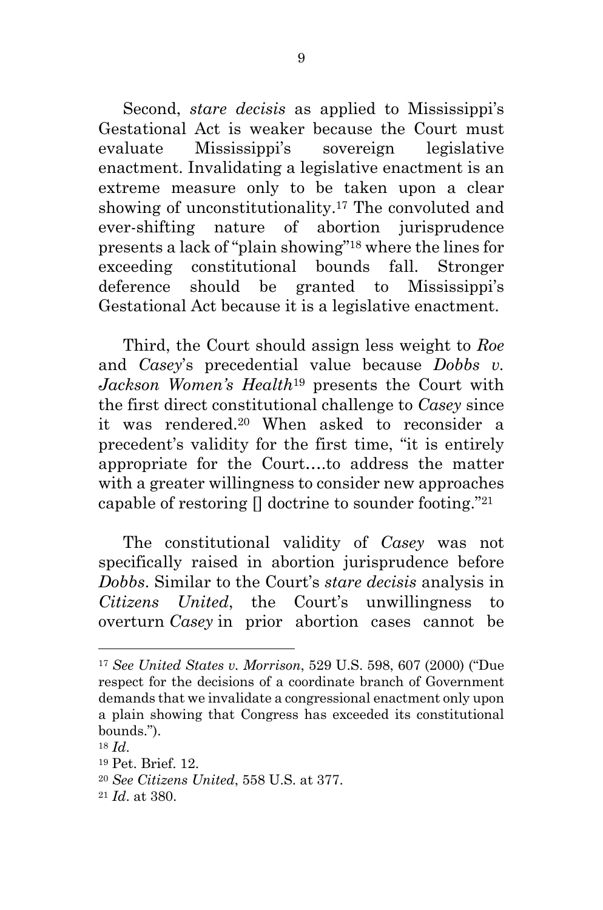Second, *stare decisis* as applied to Mississippi's Gestational Act is weaker because the Court must evaluate Mississippi's sovereign legislative enactment. Invalidating a legislative enactment is an extreme measure only to be taken upon a clear showing of unconstitutionality.[17] The convoluted and ever-shifting nature of abortion jurisprudence presents a lack of "plain showing"[18] where the lines for exceeding constitutional bounds fall. Stronger deference should be granted to Mississippi's Gestational Act because it is a legislative enactment.

Third, the Court should assign less weight to *Roe* and *Casey*'s precedential value because *Dobbs v. Jackson Women's Health*[19] presents the Court with the first direct constitutional challenge to *Casey* since it was rendered.[20] When asked to reconsider a precedent's validity for the first time, "it is entirely appropriate for the Court….to address the matter with a greater willingness to consider new approaches capable of restoring [] doctrine to sounder footing."[21]

The constitutional validity of *Casey* was not specifically raised in abortion jurisprudence before *Dobbs*. Similar to the Court's *stare decisis* analysis in *Citizens United*, the Court's unwillingness to overturn *Casey* in prior abortion cases cannot be

---

[17] *See United States v. Morrison*, 529 U.S. 598, 607 (2000) ("Due respect for the decisions of a coordinate branch of Government demands that we invalidate a congressional enactment only upon a plain showing that Congress has exceeded its constitutional bounds.").

[18] *Id*.

[19] Pet. Brief. 12.

[20] *See Citizens United*, 558 U.S. at 377.

[21] *Id*. at 380.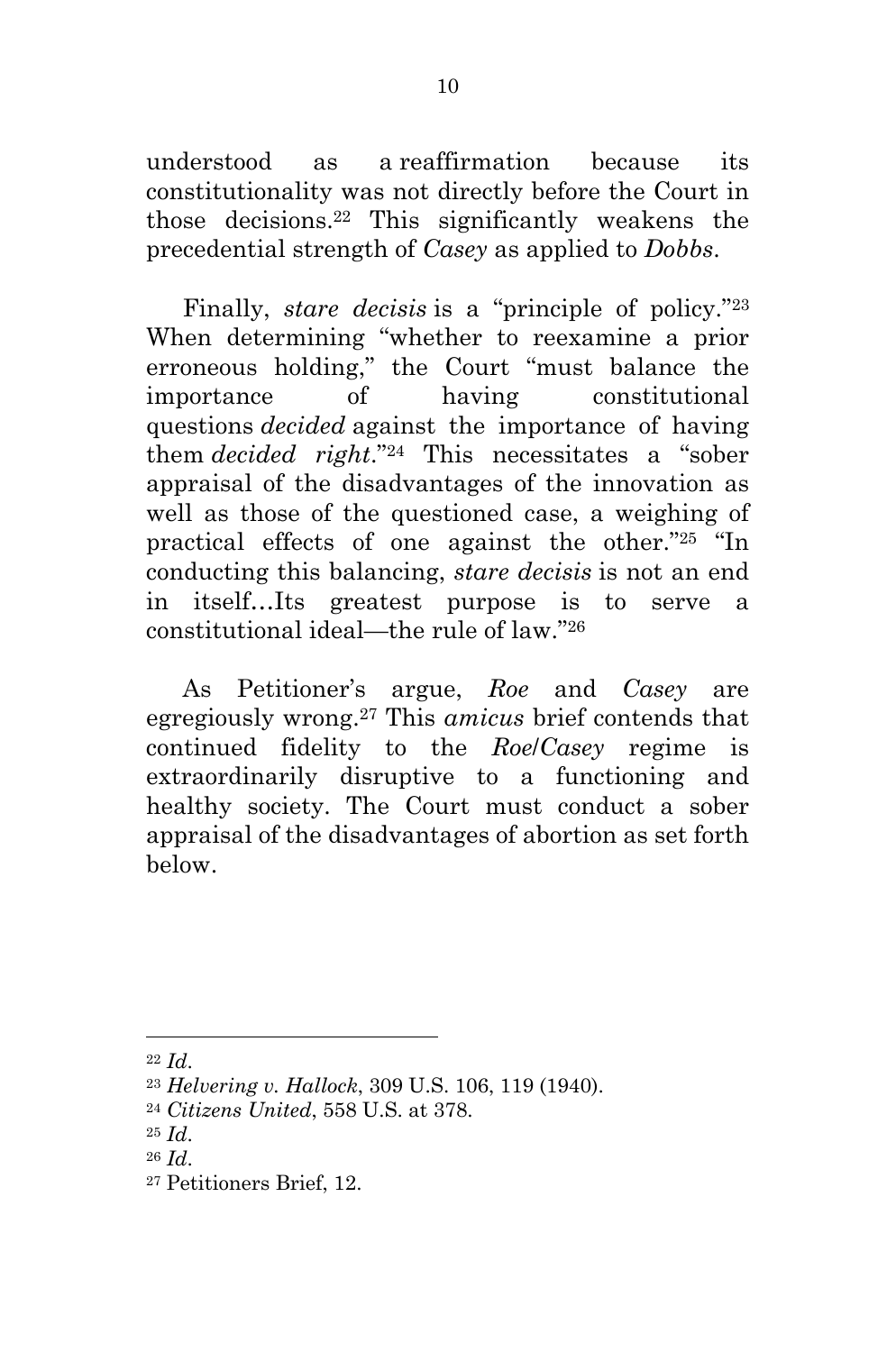understood as a reaffirmation because its constitutionality was not directly before the Court in those decisions.[22] This significantly weakens the precedential strength of *Casey* as applied to *Dobbs*.

Finally, *stare decisis* is a "principle of policy."[23] When determining "whether to reexamine a prior erroneous holding," the Court "must balance the importance of having constitutional questions *decided* against the importance of having them *decided right*."[24] This necessitates a "sober appraisal of the disadvantages of the innovation as well as those of the questioned case, a weighing of practical effects of one against the other."[25] "In conducting this balancing, *stare decisis* is not an end in itself…Its greatest purpose is to serve a constitutional ideal—the rule of law."[26]

As Petitioner's argue, *Roe* and *Casey* are egregiously wrong.[27] This *amicus* brief contends that continued fidelity to the *Roe*/*Casey* regime is extraordinarily disruptive to a functioning and healthy society. The Court must conduct a sober appraisal of the disadvantages of abortion as set forth below.

---

[22] *Id*.

[23] *Helvering v. Hallock*, 309 U.S. 106, 119 (1940).

[24] *Citizens United*, 558 U.S. at 378.

[25] *Id*.

[26] *Id*.

[27] Petitioners Brief, 12.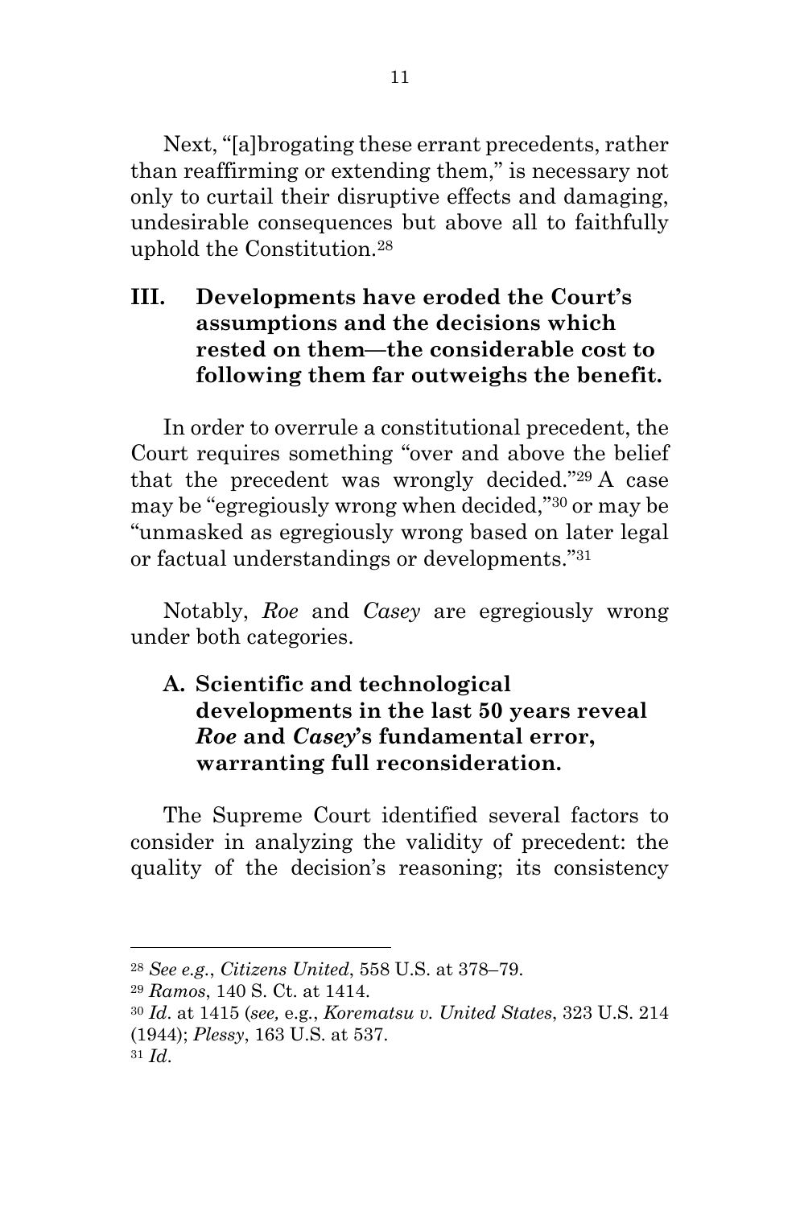Next, "[a]brogating these errant precedents, rather than reaffirming or extending them," is necessary not only to curtail their disruptive effects and damaging, undesirable consequences but above all to faithfully uphold the Constitution.[28]

## III. Developments have eroded the Court's assumptions and the decisions which rested on them—the considerable cost to following them far outweighs the benefit.

In order to overrule a constitutional precedent, the Court requires something "over and above the belief that the precedent was wrongly decided."[29] A case may be "egregiously wrong when decided,"[30] or may be "unmasked as egregiously wrong based on later legal or factual understandings or developments."[31]

Notably, *Roe* and *Casey* are egregiously wrong under both categories.

### A. Scientific and technological developments in the last 50 years reveal *Roe* and *Casey*'s fundamental error, warranting full reconsideration.

The Supreme Court identified several factors to consider in analyzing the validity of precedent: the quality of the decision's reasoning; its consistency

---

[28] *See e.g.*, *Citizens United*, 558 U.S. at 378–79.

[29] *Ramos*, 140 S. Ct. at 1414.

[30] *Id.* at 1415 (*see,* e.g., *Korematsu v. United States*, 323 U.S. 214 (1944); *Plessy*, 163 U.S. at 537.

[31] *Id.*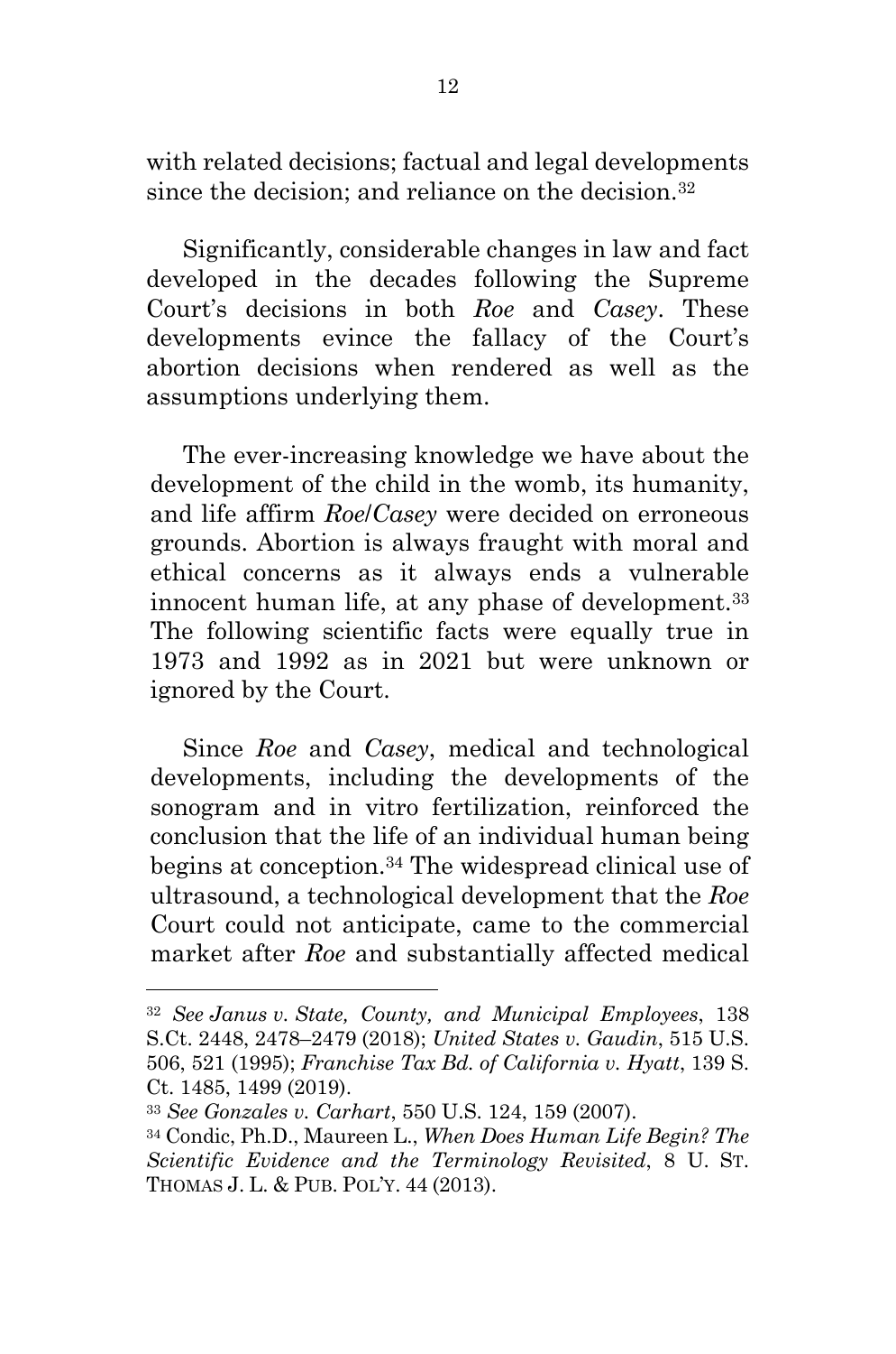with related decisions; factual and legal developments since the decision; and reliance on the decision.[32]

Significantly, considerable changes in law and fact developed in the decades following the Supreme Court's decisions in both *Roe* and *Casey*. These developments evince the fallacy of the Court's abortion decisions when rendered as well as the assumptions underlying them.

The ever-increasing knowledge we have about the development of the child in the womb, its humanity, and life affirm *Roe*/*Casey* were decided on erroneous grounds. Abortion is always fraught with moral and ethical concerns as it always ends a vulnerable innocent human life, at any phase of development.[33] The following scientific facts were equally true in 1973 and 1992 as in 2021 but were unknown or ignored by the Court.

Since *Roe* and *Casey*, medical and technological developments, including the developments of the sonogram and in vitro fertilization, reinforced the conclusion that the life of an individual human being begins at conception.[34] The widespread clinical use of ultrasound, a technological development that the *Roe* Court could not anticipate, came to the commercial market after *Roe* and substantially affected medical

---

[32] *See Janus v. State, County, and Municipal Employees*, 138 S.Ct. 2448, 2478–2479 (2018); *United States v. Gaudin*, 515 U.S. 506, 521 (1995); *Franchise Tax Bd. of California v. Hyatt*, 139 S. Ct. 1485, 1499 (2019).

[33] *See Gonzales v. Carhart*, 550 U.S. 124, 159 (2007).

[34] Condic, Ph.D., Maureen L., *When Does Human Life Begin? The Scientific Evidence and the Terminology Revisited*, 8 U. ST. THOMAS J. L. & PUB. POL'Y. 44 (2013).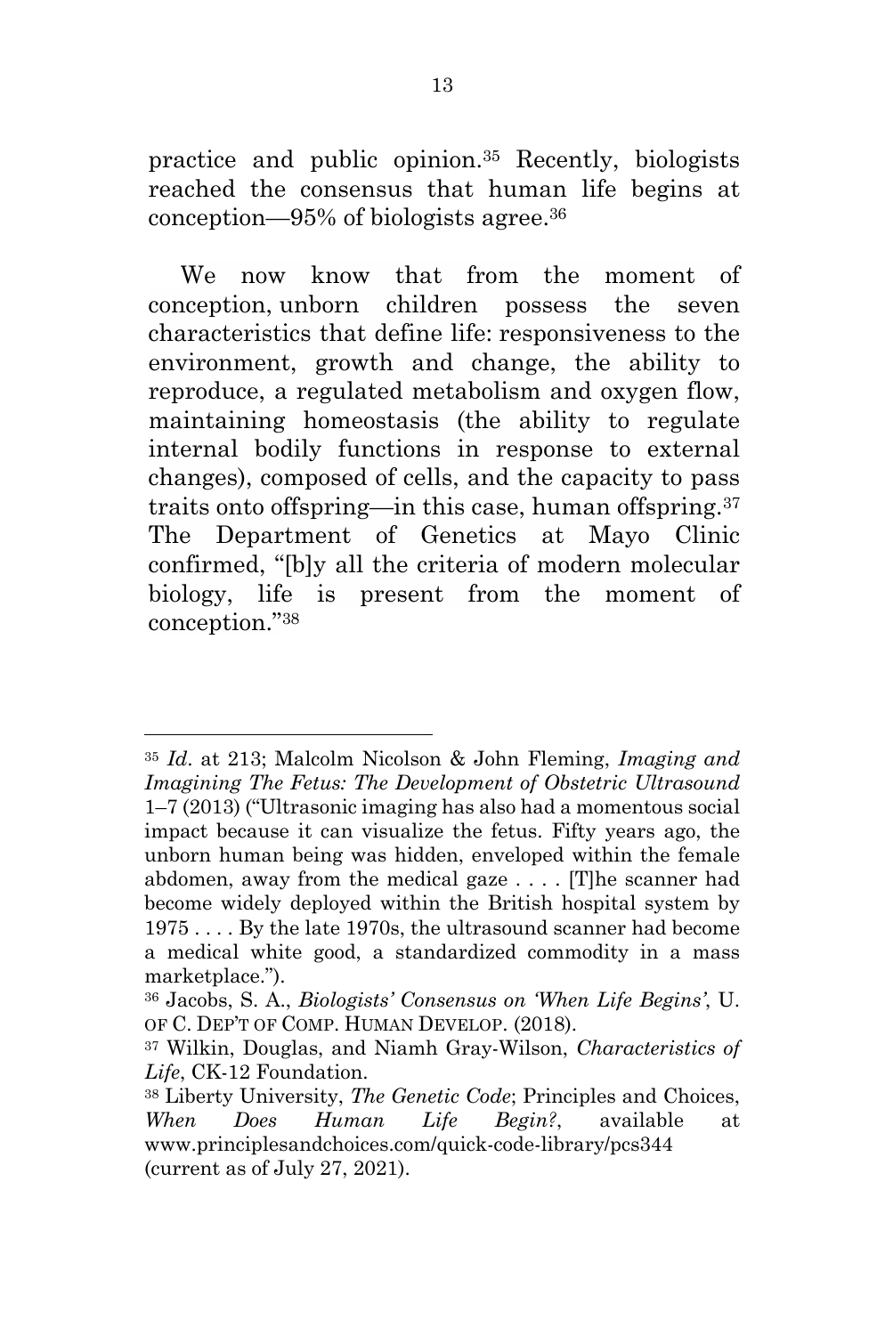practice and public opinion.[35] Recently, biologists reached the consensus that human life begins at conception—95% of biologists agree.[36]

We now know that from the moment of conception, unborn children possess the seven characteristics that define life: responsiveness to the environment, growth and change, the ability to reproduce, a regulated metabolism and oxygen flow, maintaining homeostasis (the ability to regulate internal bodily functions in response to external changes), composed of cells, and the capacity to pass traits onto offspring—in this case, human offspring.[37] The Department of Genetics at Mayo Clinic confirmed, "[b]y all the criteria of modern molecular biology, life is present from the moment of conception."[38]

---

[35] *Id*. at 213; Malcolm Nicolson & John Fleming, *Imaging and Imagining The Fetus: The Development of Obstetric Ultrasound* 1–7 (2013) ("Ultrasonic imaging has also had a momentous social impact because it can visualize the fetus. Fifty years ago, the unborn human being was hidden, enveloped within the female abdomen, away from the medical gaze . . . . [T]he scanner had become widely deployed within the British hospital system by 1975 . . . . By the late 1970s, the ultrasound scanner had become a medical white good, a standardized commodity in a mass marketplace.").

[36] Jacobs, S. A., *Biologists' Consensus on 'When Life Begins'*, U. OF C. DEP'T OF COMP. HUMAN DEVELOP. (2018).

[37] Wilkin, Douglas, and Niamh Gray-Wilson, *Characteristics of Life*, CK-12 Foundation.

[38] Liberty University, *The Genetic Code*; Principles and Choices, *When Does Human Life Begin?*, available at www.principlesandchoices.com/quick-code-library/pcs344 (current as of July 27, 2021).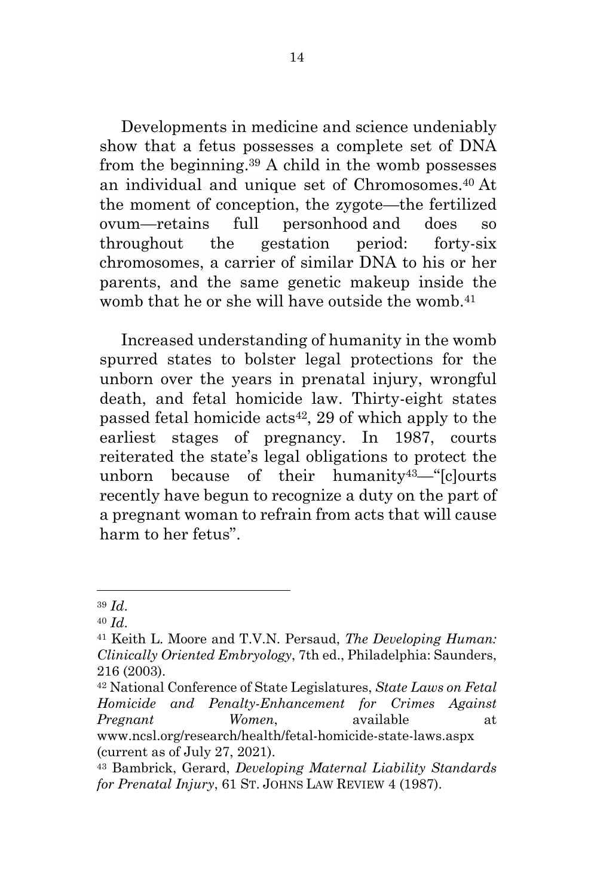Developments in medicine and science undeniably show that a fetus possesses a complete set of DNA from the beginning.[39] A child in the womb possesses an individual and unique set of Chromosomes.[40] At the moment of conception, the zygote—the fertilized ovum—retains full personhood and does so throughout the gestation period: forty-six chromosomes, a carrier of similar DNA to his or her parents, and the same genetic makeup inside the womb that he or she will have outside the womb.[41]

Increased understanding of humanity in the womb spurred states to bolster legal protections for the unborn over the years in prenatal injury, wrongful death, and fetal homicide law. Thirty-eight states passed fetal homicide acts[42], 29 of which apply to the earliest stages of pregnancy. In 1987, courts reiterated the state's legal obligations to protect the unborn because of their humanity[43]—"[c]ourts recently have begun to recognize a duty on the part of a pregnant woman to refrain from acts that will cause harm to her fetus".

---

[39] *Id*.

[40] *Id*.

[41] Keith L. Moore and T.V.N. Persaud, *The Developing Human: Clinically Oriented Embryology*, 7th ed., Philadelphia: Saunders, 216 (2003).

[42] National Conference of State Legislatures, *State Laws on Fetal Homicide and Penalty-Enhancement for Crimes Against Pregnant Women*, available at www.ncsl.org/research/health/fetal-homicide-state-laws.aspx (current as of July 27, 2021).

[43] Bambrick, Gerard, *Developing Maternal Liability Standards for Prenatal Injury*, 61 ST. JOHNS LAW REVIEW 4 (1987).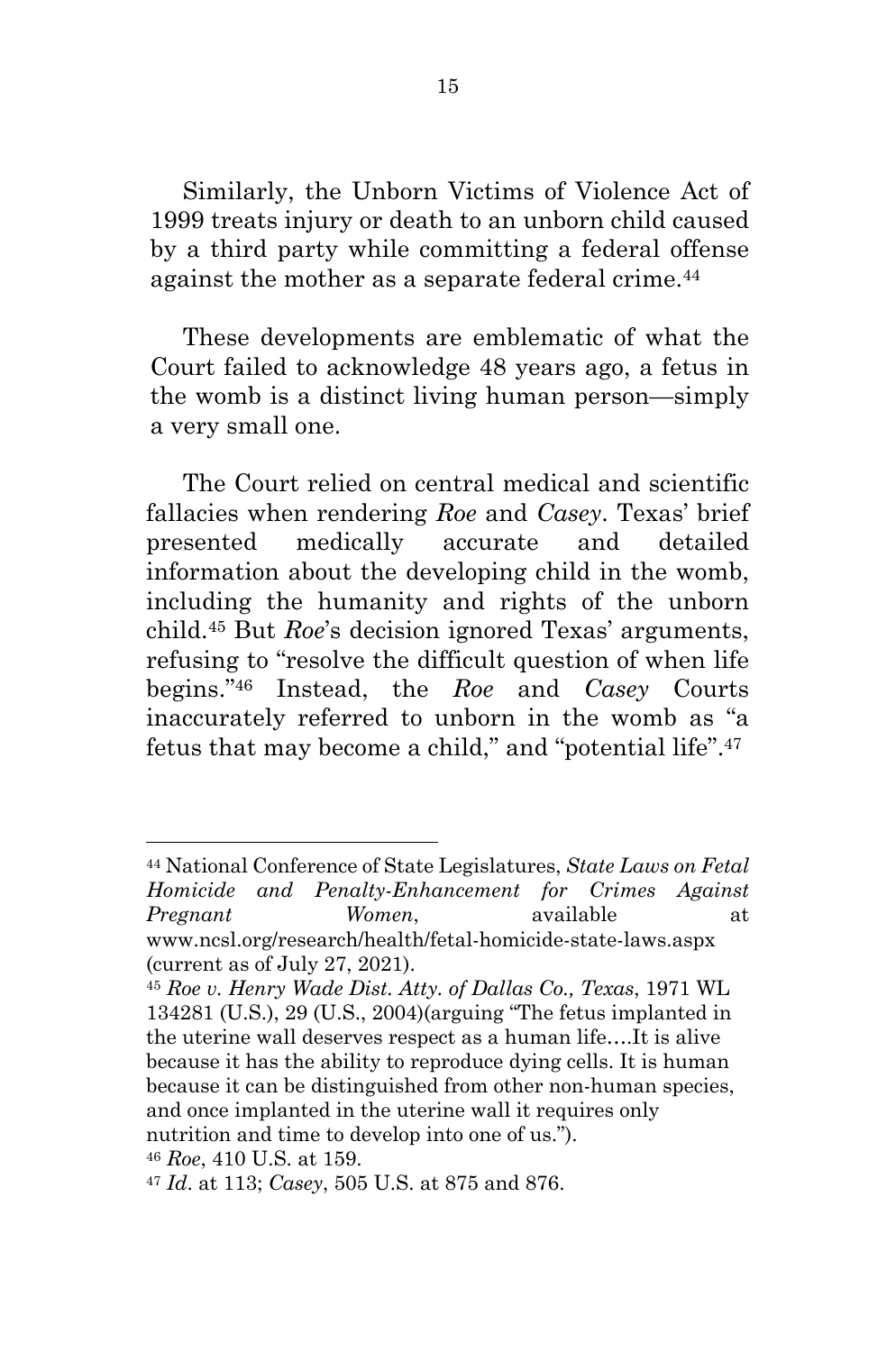Similarly, the Unborn Victims of Violence Act of 1999 treats injury or death to an unborn child caused by a third party while committing a federal offense against the mother as a separate federal crime.[44]

These developments are emblematic of what the Court failed to acknowledge 48 years ago, a fetus in the womb is a distinct living human person—simply a very small one.

The Court relied on central medical and scientific fallacies when rendering *Roe* and *Casey*. Texas' brief presented medically accurate and detailed information about the developing child in the womb, including the humanity and rights of the unborn child.[45] But *Roe*'s decision ignored Texas' arguments, refusing to "resolve the difficult question of when life begins."[46] Instead, the *Roe* and *Casey* Courts inaccurately referred to unborn in the womb as "a fetus that may become a child," and "potential life".[47]

---

[44] National Conference of State Legislatures, *State Laws on Fetal Homicide and Penalty-Enhancement for Crimes Against Pregnant Women*, available at www.ncsl.org/research/health/fetal-homicide-state-laws.aspx (current as of July 27, 2021).

[45] *Roe v. Henry Wade Dist. Atty. of Dallas Co., Texas*, 1971 WL 134281 (U.S.), 29 (U.S., 2004)(arguing "The fetus implanted in the uterine wall deserves respect as a human life….It is alive because it has the ability to reproduce dying cells. It is human because it can be distinguished from other non-human species, and once implanted in the uterine wall it requires only nutrition and time to develop into one of us.").

[46] *Roe*, 410 U.S. at 159.

[47] *Id*. at 113; *Casey*, 505 U.S. at 875 and 876.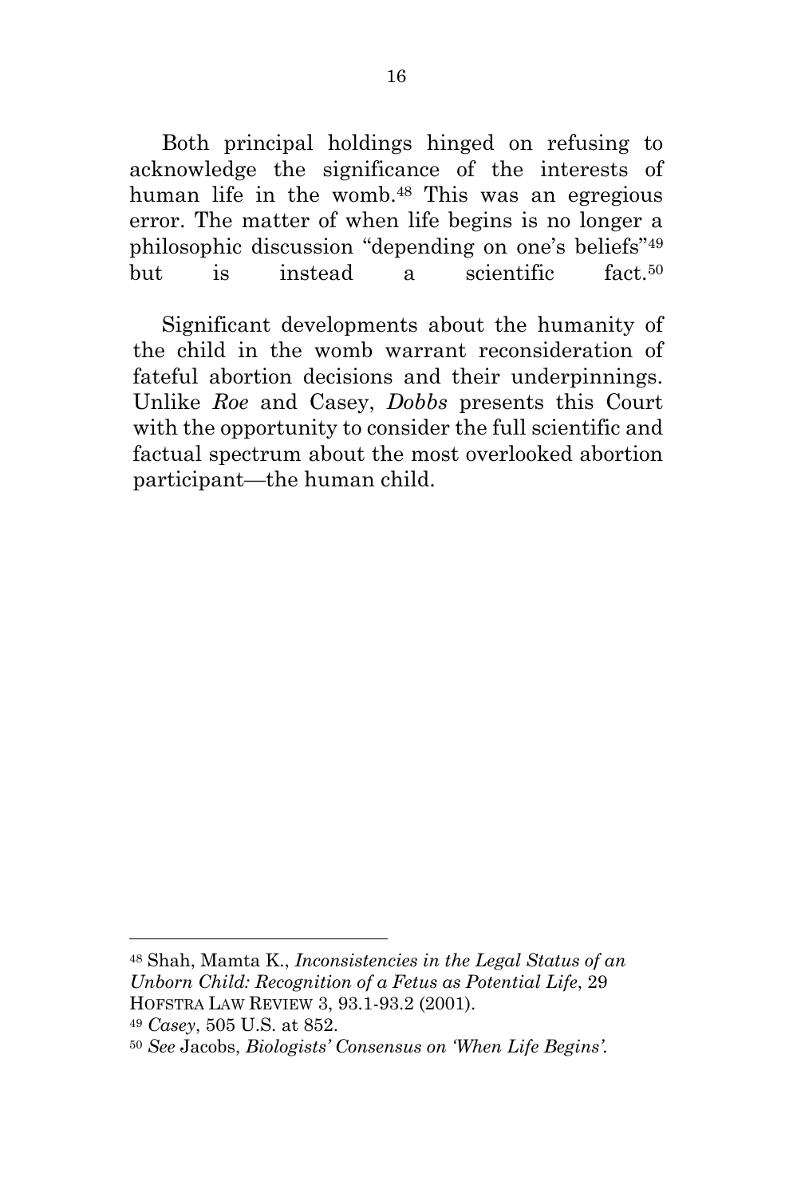Both principal holdings hinged on refusing to acknowledge the significance of the interests of human life in the womb.[48] This was an egregious error. The matter of when life begins is no longer a philosophic discussion "depending on one's beliefs"[49] but is instead a scientific fact.[50]

Significant developments about the humanity of the child in the womb warrant reconsideration of fateful abortion decisions and their underpinnings. Unlike *Roe* and Casey, *Dobbs* presents this Court with the opportunity to consider the full scientific and factual spectrum about the most overlooked abortion participant—the human child.

---

[48] Shah, Mamta K., *Inconsistencies in the Legal Status of an Unborn Child: Recognition of a Fetus as Potential Life*, 29 HOFSTRA LAW REVIEW 3, 93.1-93.2 (2001).

[49] *Casey*, 505 U.S. at 852.

[50] *See* Jacobs, *Biologists' Consensus on 'When Life Begins'*.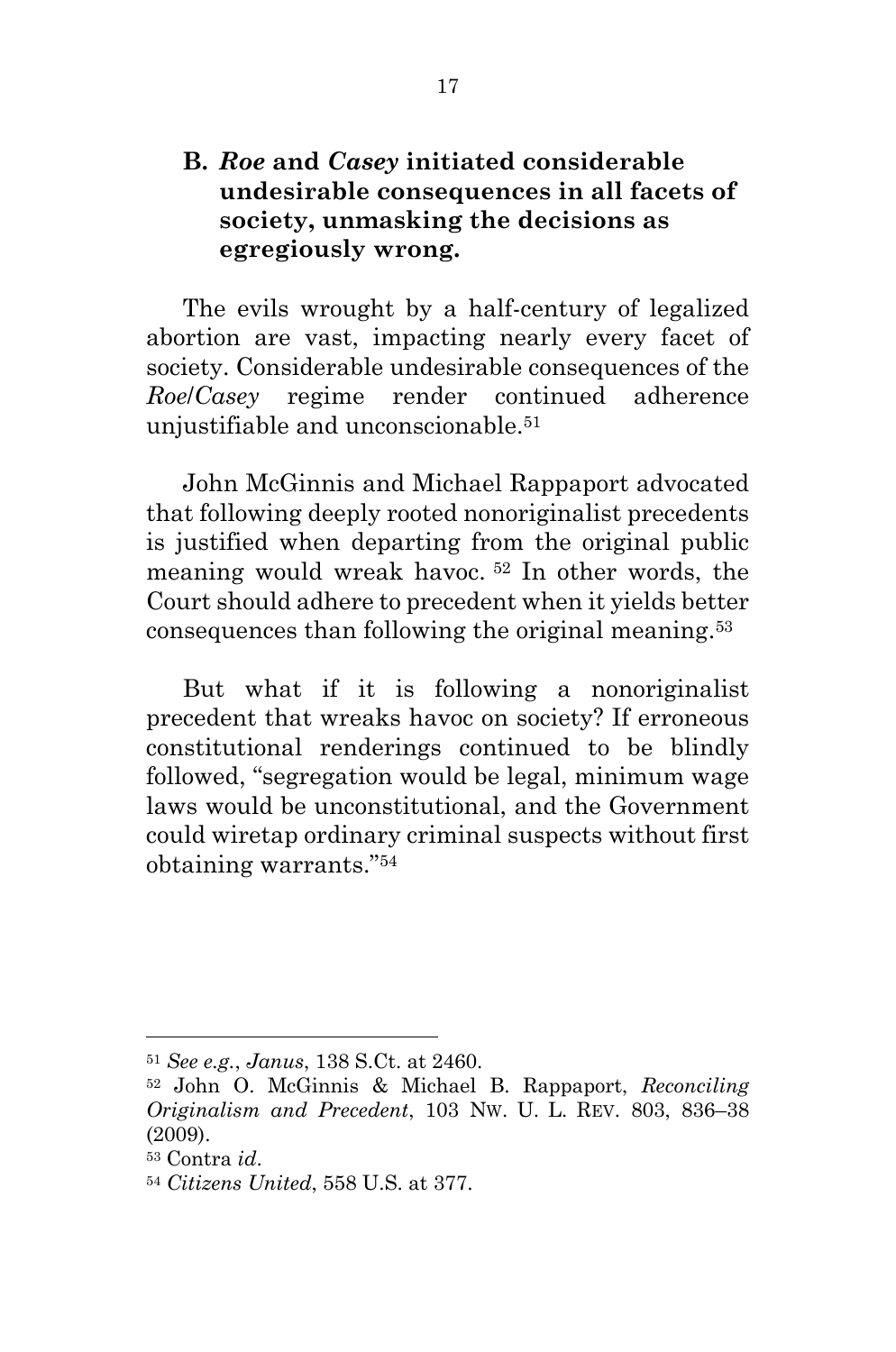### B. *Roe* and *Casey* initiated considerable undesirable consequences in all facets of society, unmasking the decisions as egregiously wrong.

The evils wrought by a half-century of legalized abortion are vast, impacting nearly every facet of society. Considerable undesirable consequences of the *Roe*/*Casey* regime render continued adherence unjustifiable and unconscionable.[51]

John McGinnis and Michael Rappaport advocated that following deeply rooted nonoriginalist precedents is justified when departing from the original public meaning would wreak havoc. [52] In other words, the Court should adhere to precedent when it yields better consequences than following the original meaning.[53]

But what if it is following a nonoriginalist precedent that wreaks havoc on society? If erroneous constitutional renderings continued to be blindly followed, "segregation would be legal, minimum wage laws would be unconstitutional, and the Government could wiretap ordinary criminal suspects without first obtaining warrants."[54]

---

[51] *See e.g.*, *Janus*, 138 S.Ct. at 2460.

[52] John O. McGinnis & Michael B. Rappaport, *Reconciling Originalism and Precedent*, 103 NW. U. L. REV. 803, 836–38 (2009).

[53] Contra *id*.

[54] *Citizens United*, 558 U.S. at 377.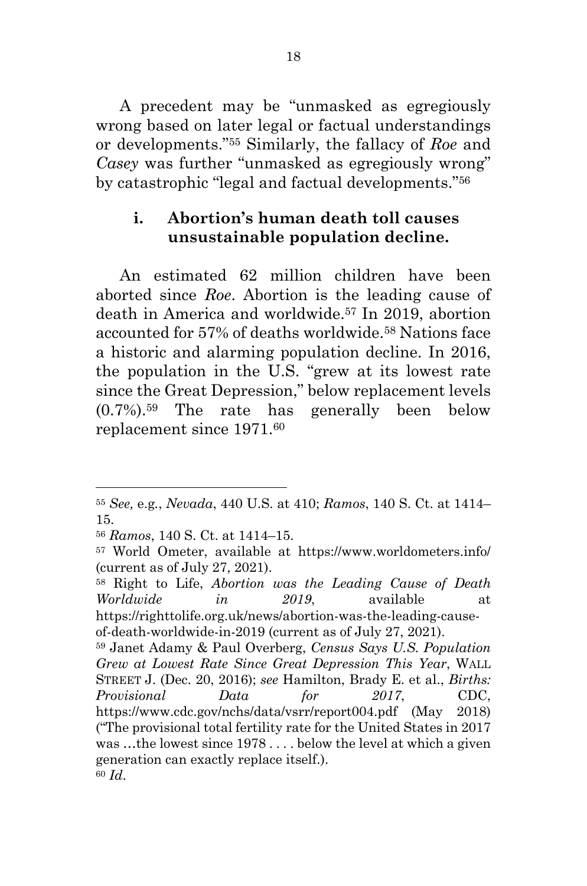A precedent may be "unmasked as egregiously wrong based on later legal or factual understandings or developments."[55] Similarly, the fallacy of *Roe* and *Casey* was further "unmasked as egregiously wrong" by catastrophic "legal and factual developments."[56]

### i. Abortion's human death toll causes unsustainable population decline.

An estimated 62 million children have been aborted since *Roe*. Abortion is the leading cause of death in America and worldwide.[57] In 2019, abortion accounted for 57% of deaths worldwide.[58] Nations face a historic and alarming population decline. In 2016, the population in the U.S. "grew at its lowest rate since the Great Depression," below replacement levels (0.7%).[59] The rate has generally been below replacement since 1971.[60]

---

[55] *See,* e.g., *Nevada*, 440 U.S. at 410; *Ramos*, 140 S. Ct. at 1414–15.

[56] *Ramos*, 140 S. Ct. at 1414–15.

[57] World Ometer, available at https://www.worldometers.info/ (current as of July 27, 2021).

[58] Right to Life, *Abortion was the Leading Cause of Death Worldwide in 2019*, available at https://righttolife.org.uk/news/abortion-was-the-leading-cause-of-death-worldwide-in-2019 (current as of July 27, 2021).

[59] Janet Adamy & Paul Overberg, *Census Says U.S. Population Grew at Lowest Rate Since Great Depression This Year*, WALL STREET J. (Dec. 20, 2016); *see* Hamilton, Brady E. et al., *Births: Provisional Data for 2017*, CDC, https://www.cdc.gov/nchs/data/vsrr/report004.pdf (May 2018) ("The provisional total fertility rate for the United States in 2017 was …the lowest since 1978 . . . . below the level at which a given generation can exactly replace itself.).

[60] *Id*.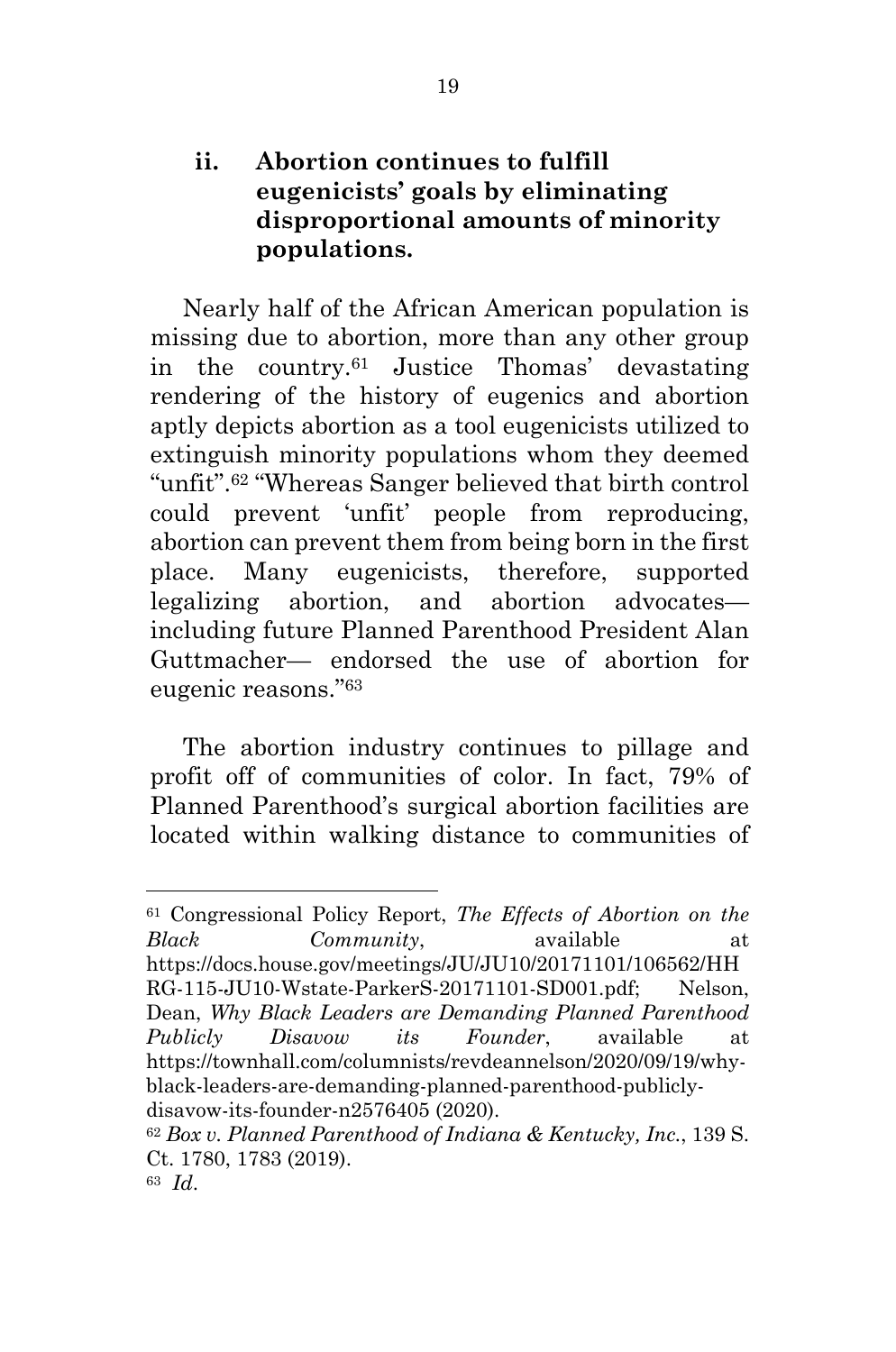### ii. Abortion continues to fulfill eugenicists' goals by eliminating disproportional amounts of minority populations.

Nearly half of the African American population is missing due to abortion, more than any other group in the country.[61] Justice Thomas' devastating rendering of the history of eugenics and abortion aptly depicts abortion as a tool eugenicists utilized to extinguish minority populations whom they deemed "unfit".[62] "Whereas Sanger believed that birth control could prevent 'unfit' people from reproducing, abortion can prevent them from being born in the first place. Many eugenicists, therefore, supported legalizing abortion, and abortion advocates— including future Planned Parenthood President Alan Guttmacher— endorsed the use of abortion for eugenic reasons."[63]

The abortion industry continues to pillage and profit off of communities of color. In fact, 79% of Planned Parenthood's surgical abortion facilities are located within walking distance to communities of

---

[61] Congressional Policy Report, *The Effects of Abortion on the Black Community*, available at https://docs.house.gov/meetings/JU/JU10/20171101/106562/HHRG-115-JU10-Wstate-ParkerS-20171101-SD001.pdf; Nelson, Dean, *Why Black Leaders are Demanding Planned Parenthood Publicly Disavow its Founder*, available at https://townhall.com/columnists/revdeannelson/2020/09/19/why-black-leaders-are-demanding-planned-parenthood-publicly-disavow-its-founder-n2576405 (2020).

[62] *Box v. Planned Parenthood of Indiana & Kentucky, Inc.*, 139 S. Ct. 1780, 1783 (2019).

[63] *Id*.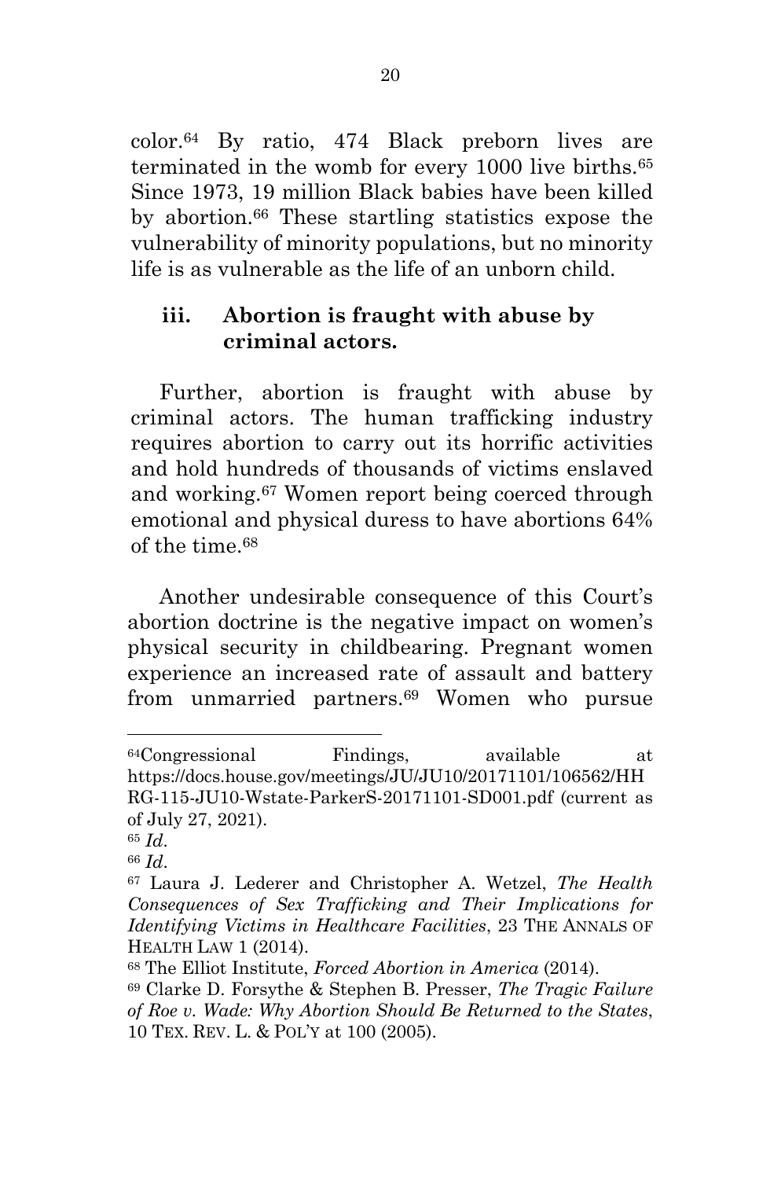color.[64] By ratio, 474 Black preborn lives are terminated in the womb for every 1000 live births.[65] Since 1973, 19 million Black babies have been killed by abortion.[66] These startling statistics expose the vulnerability of minority populations, but no minority life is as vulnerable as the life of an unborn child.

### iii. Abortion is fraught with abuse by criminal actors.

Further, abortion is fraught with abuse by criminal actors. The human trafficking industry requires abortion to carry out its horrific activities and hold hundreds of thousands of victims enslaved and working.[67] Women report being coerced through emotional and physical duress to have abortions 64% of the time.[68]

Another undesirable consequence of this Court's abortion doctrine is the negative impact on women's physical security in childbearing. Pregnant women experience an increased rate of assault and battery from unmarried partners.[69] Women who pursue

---

[64] Congressional Findings, available at https://docs.house.gov/meetings/JU/JU10/20171101/106562/HHRG-115-JU10-Wstate-ParkerS-20171101-SD001.pdf (current as of July 27, 2021).

[65] *Id*.

[66] *Id*.

[67] Laura J. Lederer and Christopher A. Wetzel, *The Health Consequences of Sex Trafficking and Their Implications for Identifying Victims in Healthcare Facilities*, 23 THE ANNALS OF HEALTH LAW 1 (2014).

[68] The Elliot Institute, *Forced Abortion in America* (2014).

[69] Clarke D. Forsythe & Stephen B. Presser, *The Tragic Failure of Roe v. Wade: Why Abortion Should Be Returned to the States*, 10 TEX. REV. L. & POL'Y at 100 (2005).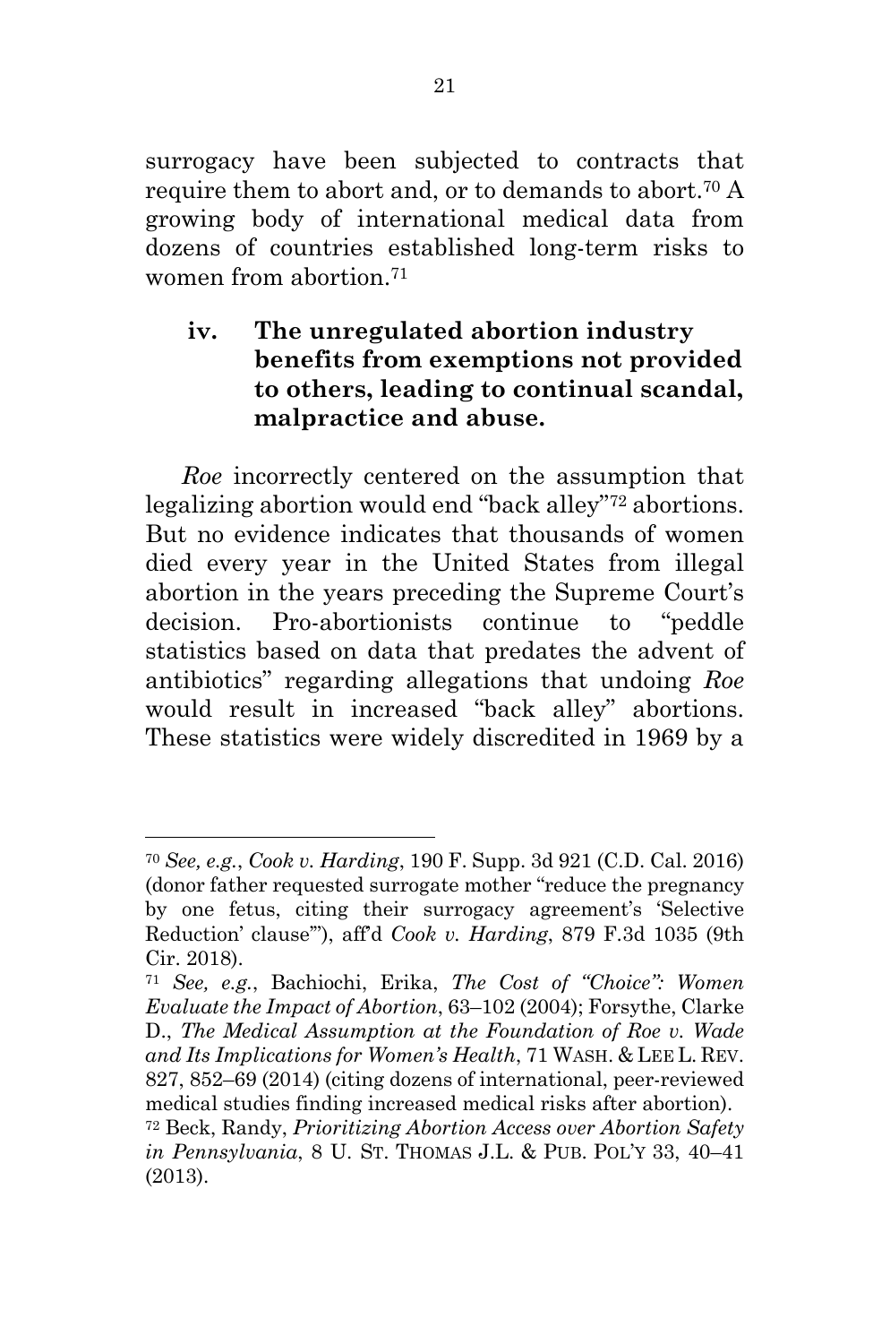surrogacy have been subjected to contracts that require them to abort and, or to demands to abort.[70] A growing body of international medical data from dozens of countries established long-term risks to women from abortion.[71]

### iv. The unregulated abortion industry benefits from exemptions not provided to others, leading to continual scandal, malpractice and abuse.

*Roe* incorrectly centered on the assumption that legalizing abortion would end "back alley"[72] abortions. But no evidence indicates that thousands of women died every year in the United States from illegal abortion in the years preceding the Supreme Court's decision. Pro-abortionists continue to "peddle statistics based on data that predates the advent of antibiotics" regarding allegations that undoing *Roe* would result in increased "back alley" abortions. These statistics were widely discredited in 1969 by a

---

[70] *See, e.g.*, *Cook v. Harding*, 190 F. Supp. 3d 921 (C.D. Cal. 2016) (donor father requested surrogate mother "reduce the pregnancy by one fetus, citing their surrogacy agreement's 'Selective Reduction' clause"'), aff'd *Cook v. Harding*, 879 F.3d 1035 (9th Cir. 2018).

[71] *See, e.g.*, Bachiochi, Erika, *The Cost of "Choice": Women Evaluate the Impact of Abortion*, 63–102 (2004); Forsythe, Clarke D., *The Medical Assumption at the Foundation of Roe v. Wade and Its Implications for Women's Health*, 71 WASH. & LEE L. REV. 827, 852–69 (2014) (citing dozens of international, peer-reviewed medical studies finding increased medical risks after abortion).

[72] Beck, Randy, *Prioritizing Abortion Access over Abortion Safety in Pennsylvania*, 8 U. ST. THOMAS J.L. & PUB. POL'Y 33, 40–41 (2013).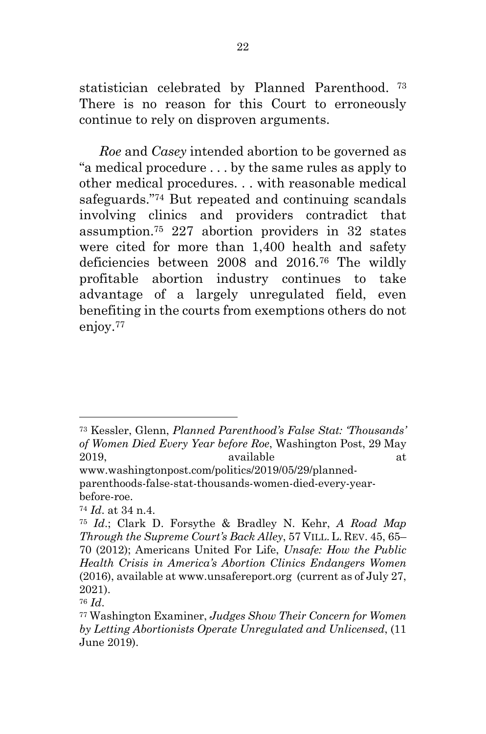statistician celebrated by Planned Parenthood. [73] There is no reason for this Court to erroneously continue to rely on disproven arguments.

*Roe* and *Casey* intended abortion to be governed as "a medical procedure . . . by the same rules as apply to other medical procedures. . . with reasonable medical safeguards."[74] But repeated and continuing scandals involving clinics and providers contradict that assumption.[75] 227 abortion providers in 32 states were cited for more than 1,400 health and safety deficiencies between 2008 and 2016.[76] The wildly profitable abortion industry continues to take advantage of a largely unregulated field, even benefiting in the courts from exemptions others do not enjoy.[77]

---

[73] Kessler, Glenn, *Planned Parenthood's False Stat: 'Thousands' of Women Died Every Year before Roe*, Washington Post, 29 May 2019, available at www.washingtonpost.com/politics/2019/05/29/planned-parenthoods-false-stat-thousands-women-died-every-year-before-roe.

[74] *Id*. at 34 n.4.

[75] *Id*.; Clark D. Forsythe & Bradley N. Kehr, *A Road Map Through the Supreme Court's Back Alley*, 57 VILL. L. REV. 45, 65–70 (2012); Americans United For Life, *Unsafe: How the Public Health Crisis in America's Abortion Clinics Endangers Women* (2016), available at www.unsafereport.org (current as of July 27, 2021).

[76] *Id*.

[77] Washington Examiner, *Judges Show Their Concern for Women by Letting Abortionists Operate Unregulated and Unlicensed*, (11 June 2019).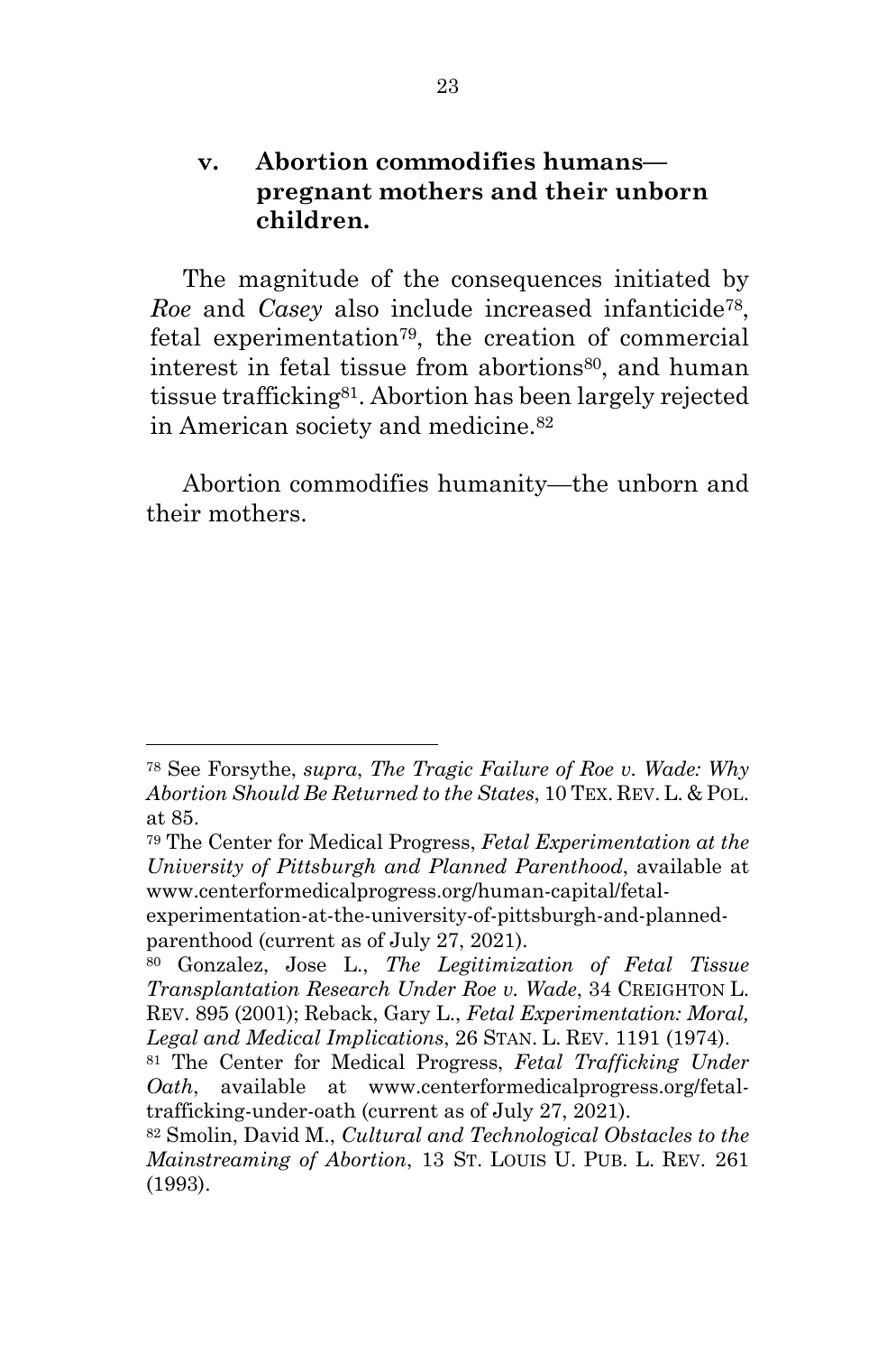### v. Abortion commodifies humans—pregnant mothers and their unborn children.

The magnitude of the consequences initiated by *Roe* and *Casey* also include increased infanticide[78], fetal experimentation[79], the creation of commercial interest in fetal tissue from abortions[80], and human tissue trafficking[81]. Abortion has been largely rejected in American society and medicine.[82]

Abortion commodifies humanity—the unborn and their mothers.

---

[78] See Forsythe, *supra*, *The Tragic Failure of Roe v. Wade: Why Abortion Should Be Returned to the States*, 10 TEX. REV. L. & POL. at 85.

[79] The Center for Medical Progress, *Fetal Experimentation at the University of Pittsburgh and Planned Parenthood*, available at www.centerformedicalprogress.org/human-capital/fetal-experimentation-at-the-university-of-pittsburgh-and-planned-parenthood (current as of July 27, 2021).

[80] Gonzalez, Jose L., *The Legitimization of Fetal Tissue Transplantation Research Under Roe v. Wade*, 34 CREIGHTON L. REV. 895 (2001); Reback, Gary L., *Fetal Experimentation: Moral, Legal and Medical Implications*, 26 STAN. L. REV. 1191 (1974).

[81] The Center for Medical Progress, *Fetal Trafficking Under Oath*, available at www.centerformedicalprogress.org/fetal-trafficking-under-oath (current as of July 27, 2021).

[82] Smolin, David M., *Cultural and Technological Obstacles to the Mainstreaming of Abortion*, 13 ST. LOUIS U. PUB. L. REV. 261 (1993).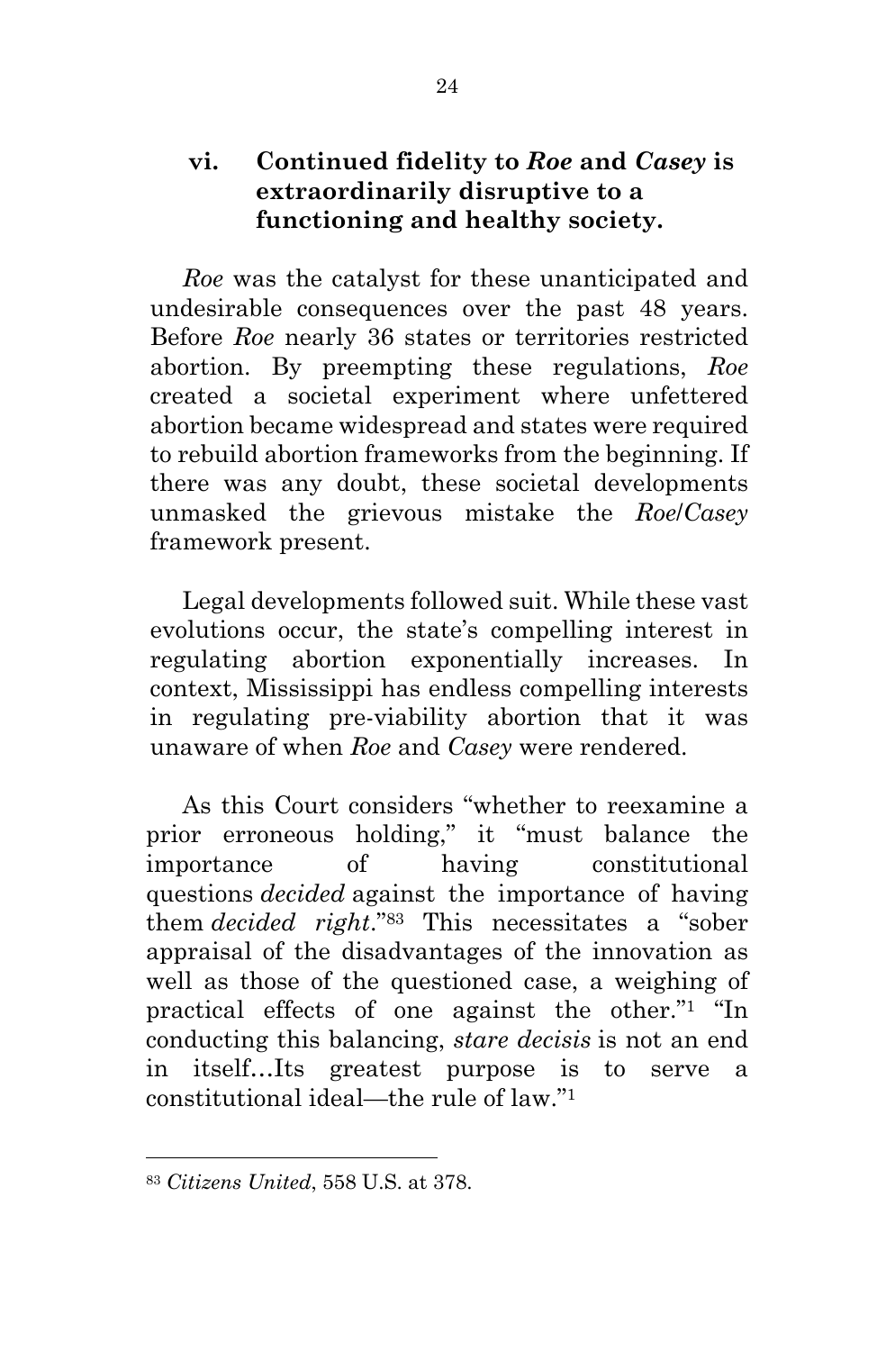### vi. Continued fidelity to *Roe* and *Casey* is extraordinarily disruptive to a functioning and healthy society.

*Roe* was the catalyst for these unanticipated and undesirable consequences over the past 48 years. Before *Roe* nearly 36 states or territories restricted abortion. By preempting these regulations, *Roe* created a societal experiment where unfettered abortion became widespread and states were required to rebuild abortion frameworks from the beginning. If there was any doubt, these societal developments unmasked the grievous mistake the *Roe*/*Casey* framework present.

Legal developments followed suit. While these vast evolutions occur, the state's compelling interest in regulating abortion exponentially increases. In context, Mississippi has endless compelling interests in regulating pre-viability abortion that it was unaware of when *Roe* and *Casey* were rendered.

As this Court considers "whether to reexamine a prior erroneous holding," it "must balance the importance of having constitutional questions *decided* against the importance of having them *decided right*."[83] This necessitates a "sober appraisal of the disadvantages of the innovation as well as those of the questioned case, a weighing of practical effects of one against the other."[1] "In conducting this balancing, *stare decisis* is not an end in itself…Its greatest purpose is to serve a constitutional ideal—the rule of law."[1]

---

[83] *Citizens United*, 558 U.S. at 378.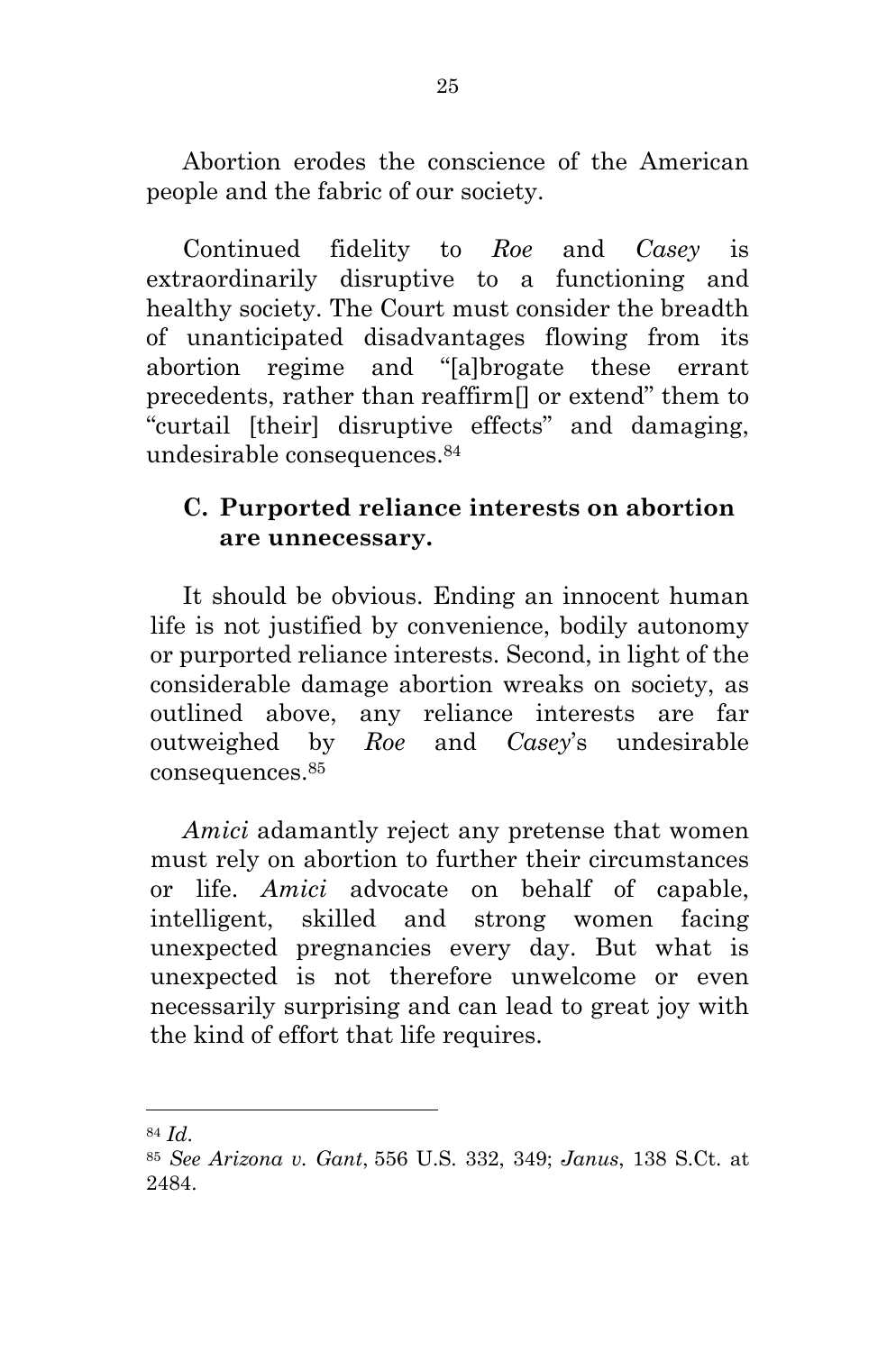Abortion erodes the conscience of the American people and the fabric of our society.

Continued fidelity to *Roe* and *Casey* is extraordinarily disruptive to a functioning and healthy society. The Court must consider the breadth of unanticipated disadvantages flowing from its abortion regime and "[a]brogate these errant precedents, rather than reaffirm[] or extend" them to "curtail [their] disruptive effects" and damaging, undesirable consequences.[84]

### C. Purported reliance interests on abortion are unnecessary.

It should be obvious. Ending an innocent human life is not justified by convenience, bodily autonomy or purported reliance interests. Second, in light of the considerable damage abortion wreaks on society, as outlined above, any reliance interests are far outweighed by *Roe* and *Casey*'s undesirable consequences.[85]

*Amici* adamantly reject any pretense that women must rely on abortion to further their circumstances or life. *Amici* advocate on behalf of capable, intelligent, skilled and strong women facing unexpected pregnancies every day. But what is unexpected is not therefore unwelcome or even necessarily surprising and can lead to great joy with the kind of effort that life requires.

---

[84] *Id.*

[85] *See Arizona v. Gant*, 556 U.S. 332, 349; *Janus*, 138 S.Ct. at 2484.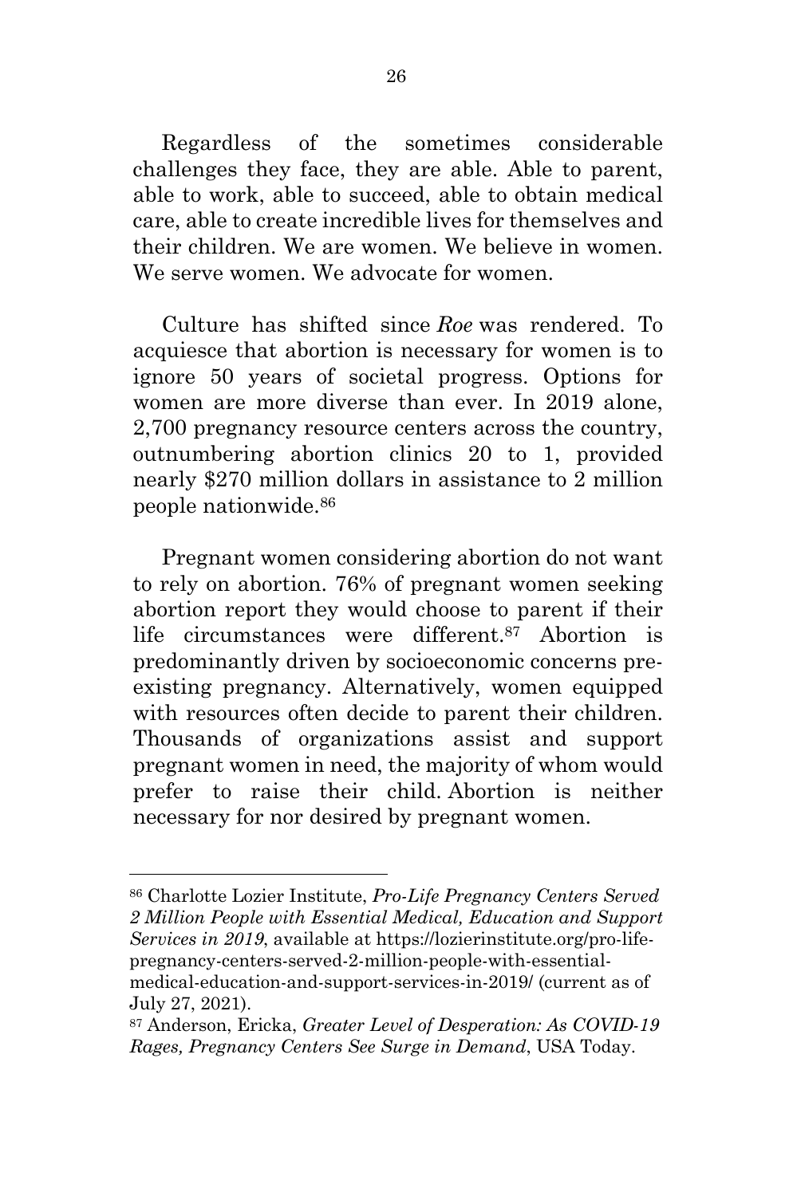Regardless of the sometimes considerable challenges they face, they are able. Able to parent, able to work, able to succeed, able to obtain medical care, able to create incredible lives for themselves and their children. We are women. We believe in women. We serve women. We advocate for women.

Culture has shifted since *Roe* was rendered. To acquiesce that abortion is necessary for women is to ignore 50 years of societal progress. Options for women are more diverse than ever. In 2019 alone, 2,700 pregnancy resource centers across the country, outnumbering abortion clinics 20 to 1, provided nearly $270 million dollars in assistance to 2 million people nationwide.[86]

Pregnant women considering abortion do not want to rely on abortion. 76% of pregnant women seeking abortion report they would choose to parent if their life circumstances were different.[87] Abortion is predominantly driven by socioeconomic concerns pre-existing pregnancy. Alternatively, women equipped with resources often decide to parent their children. Thousands of organizations assist and support pregnant women in need, the majority of whom would prefer to raise their child. Abortion is neither necessary for nor desired by pregnant women.

---

[86] Charlotte Lozier Institute, *Pro-Life Pregnancy Centers Served 2 Million People with Essential Medical, Education and Support Services in 2019*, available at https://lozierinstitute.org/pro-life-pregnancy-centers-served-2-million-people-with-essential-medical-education-and-support-services-in-2019/ (current as of July 27, 2021).

[87] Anderson, Ericka, *Greater Level of Desperation: As COVID-19 Rages, Pregnancy Centers See Surge in Demand*, USA Today.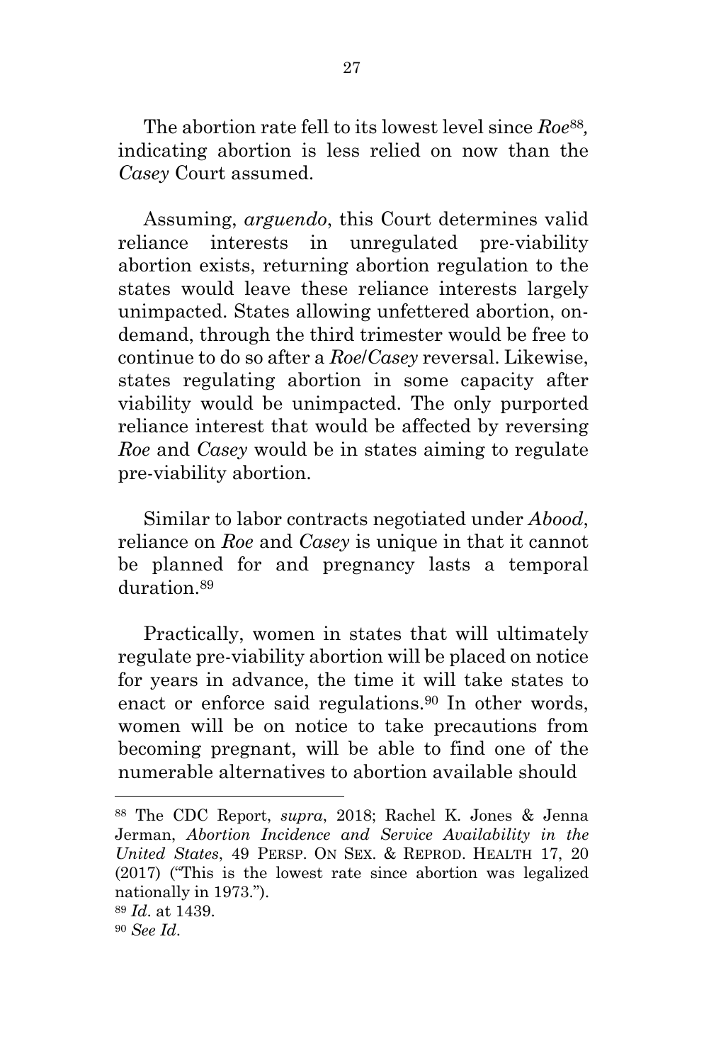The abortion rate fell to its lowest level since *Roe*[88], indicating abortion is less relied on now than the *Casey* Court assumed.

Assuming, *arguendo*, this Court determines valid reliance interests in unregulated pre-viability abortion exists, returning abortion regulation to the states would leave these reliance interests largely unimpacted. States allowing unfettered abortion, on-demand, through the third trimester would be free to continue to do so after a *Roe*/*Casey* reversal. Likewise, states regulating abortion in some capacity after viability would be unimpacted. The only purported reliance interest that would be affected by reversing *Roe* and *Casey* would be in states aiming to regulate pre-viability abortion.

Similar to labor contracts negotiated under *Abood*, reliance on *Roe* and *Casey* is unique in that it cannot be planned for and pregnancy lasts a temporal duration.[89]

Practically, women in states that will ultimately regulate pre-viability abortion will be placed on notice for years in advance, the time it will take states to enact or enforce said regulations.[90] In other words, women will be on notice to take precautions from becoming pregnant, will be able to find one of the numerable alternatives to abortion available should

---

[88] The CDC Report, *supra*, 2018; Rachel K. Jones & Jenna Jerman, *Abortion Incidence and Service Availability in the United States*, 49 PERSP. ON SEX. & REPROD. HEALTH 17, 20 (2017) ("This is the lowest rate since abortion was legalized nationally in 1973.").

[89] *Id*. at 1439.

[90] *See Id*.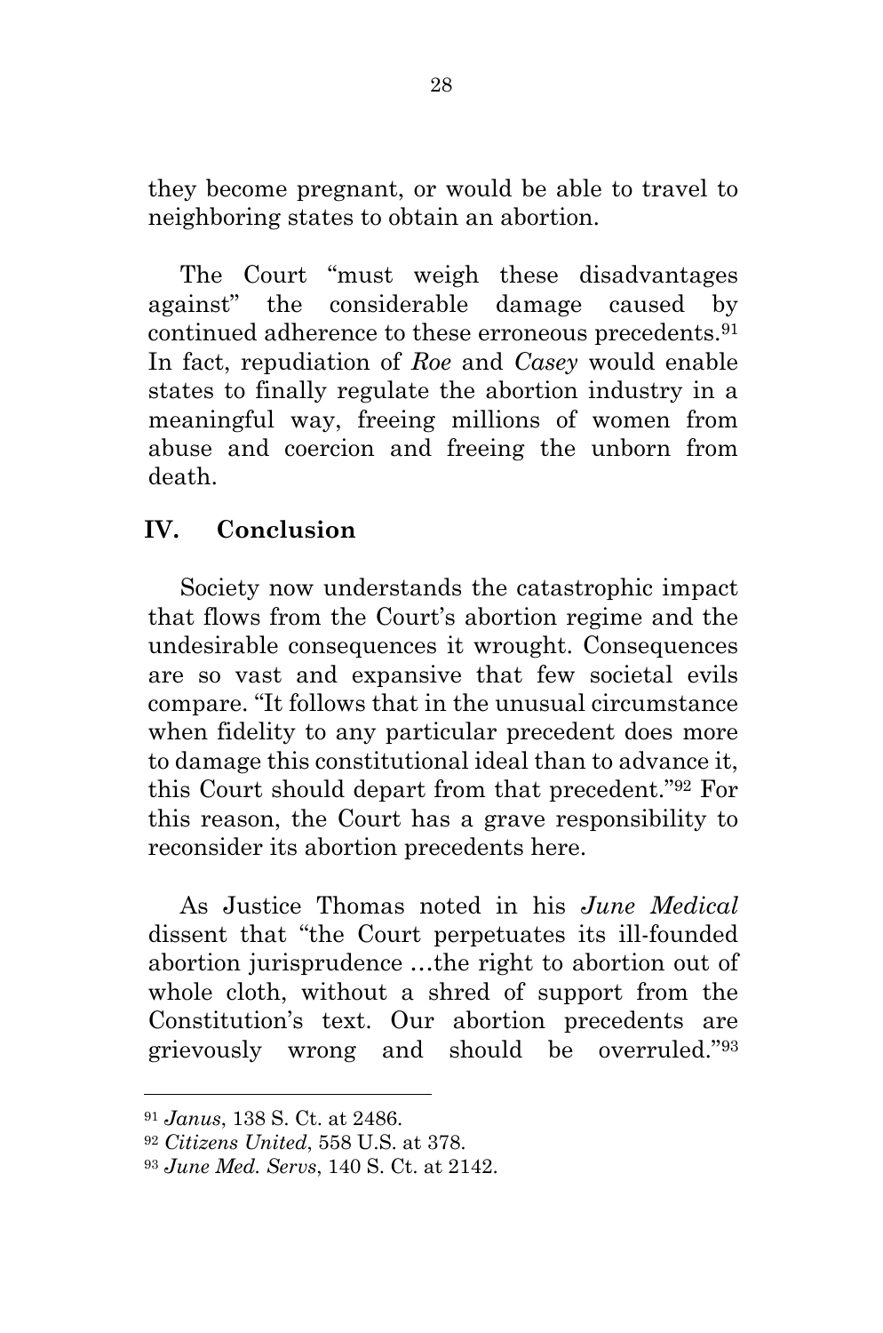they become pregnant, or would be able to travel to neighboring states to obtain an abortion.

The Court "must weigh these disadvantages against" the considerable damage caused by continued adherence to these erroneous precedents.[91] In fact, repudiation of *Roe* and *Casey* would enable states to finally regulate the abortion industry in a meaningful way, freeing millions of women from abuse and coercion and freeing the unborn from death.

## IV. Conclusion

Society now understands the catastrophic impact that flows from the Court's abortion regime and the undesirable consequences it wrought. Consequences are so vast and expansive that few societal evils compare. "It follows that in the unusual circumstance when fidelity to any particular precedent does more to damage this constitutional ideal than to advance it, this Court should depart from that precedent."[92] For this reason, the Court has a grave responsibility to reconsider its abortion precedents here.

As Justice Thomas noted in his *June Medical* dissent that "the Court perpetuates its ill-founded abortion jurisprudence …the right to abortion out of whole cloth, without a shred of support from the Constitution's text. Our abortion precedents are grievously wrong and should be overruled."[93]

---

[91] *Janus*, 138 S. Ct. at 2486.

[92] *Citizens United*, 558 U.S. at 378.

[93] *June Med. Servs*, 140 S. Ct. at 2142.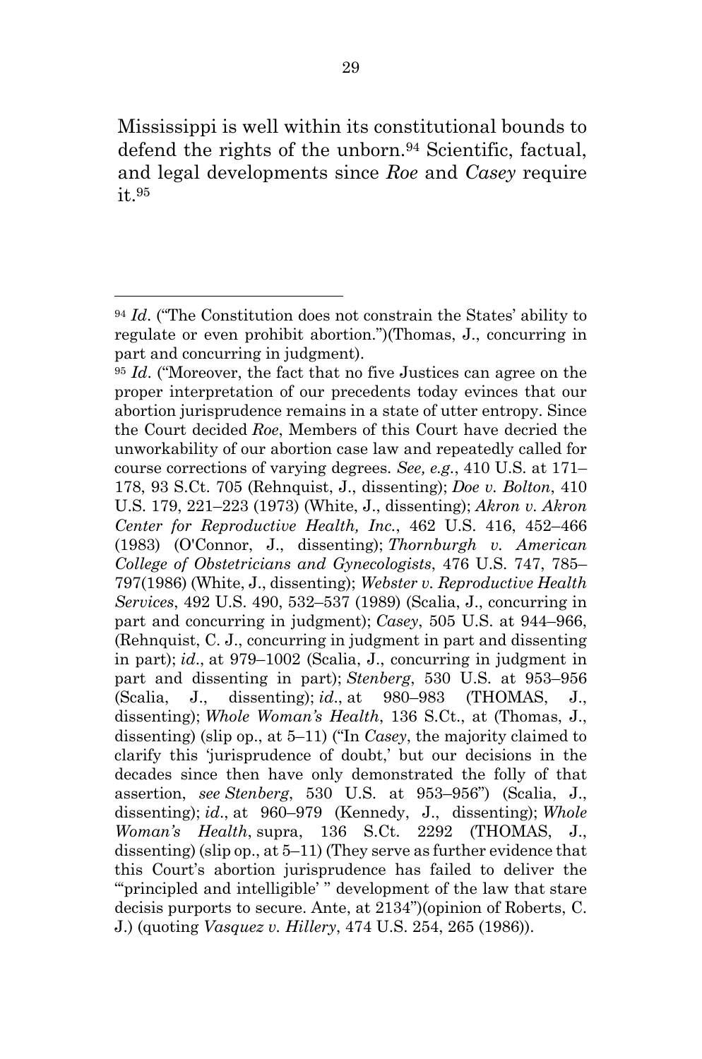Mississippi is well within its constitutional bounds to defend the rights of the unborn.[94] Scientific, factual, and legal developments since *Roe* and *Casey* require it.[95]

---

[94] *Id*. ("The Constitution does not constrain the States' ability to regulate or even prohibit abortion.")(Thomas, J., concurring in part and concurring in judgment).

[95] *Id*. ("Moreover, the fact that no five Justices can agree on the proper interpretation of our precedents today evinces that our abortion jurisprudence remains in a state of utter entropy. Since the Court decided *Roe*, Members of this Court have decried the unworkability of our abortion case law and repeatedly called for course corrections of varying degrees. *See, e.g.*, 410 U.S. at 171–178, 93 S.Ct. 705 (Rehnquist, J., dissenting); *Doe v. Bolton*, 410 U.S. 179, 221–223 (1973) (White, J., dissenting); *Akron v. Akron Center for Reproductive Health, Inc.*, 462 U.S. 416, 452–466 (1983) (O'Connor, J., dissenting); *Thornburgh v. American College of Obstetricians and Gynecologists*, 476 U.S. 747, 785–797(1986) (White, J., dissenting); *Webster v. Reproductive Health Services*, 492 U.S. 490, 532–537 (1989) (Scalia, J., concurring in part and concurring in judgment); *Casey*, 505 U.S. at 944–966, (Rehnquist, C. J., concurring in judgment in part and dissenting in part); *id*., at 979–1002 (Scalia, J., concurring in judgment in part and dissenting in part); *Stenberg*, 530 U.S. at 953–956 (Scalia, J., dissenting); *id*., at 980–983 (THOMAS, J., dissenting); *Whole Woman's Health*, 136 S.Ct., at (Thomas, J., dissenting) (slip op., at 5–11) ("In *Casey*, the majority claimed to clarify this 'jurisprudence of doubt,' but our decisions in the decades since then have only demonstrated the folly of that assertion, *see Stenberg*, 530 U.S. at 953–956") (Scalia, J., dissenting); *id*., at 960–979 (Kennedy, J., dissenting); *Whole Woman's Health*, supra, 136 S.Ct. 2292 (THOMAS, J., dissenting) (slip op., at 5–11) (They serve as further evidence that this Court's abortion jurisprudence has failed to deliver the "'principled and intelligible' " development of the law that stare decisis purports to secure. Ante, at 2134")(opinion of Roberts, C. J.) (quoting *Vasquez v. Hillery*, 474 U.S. 254, 265 (1986)).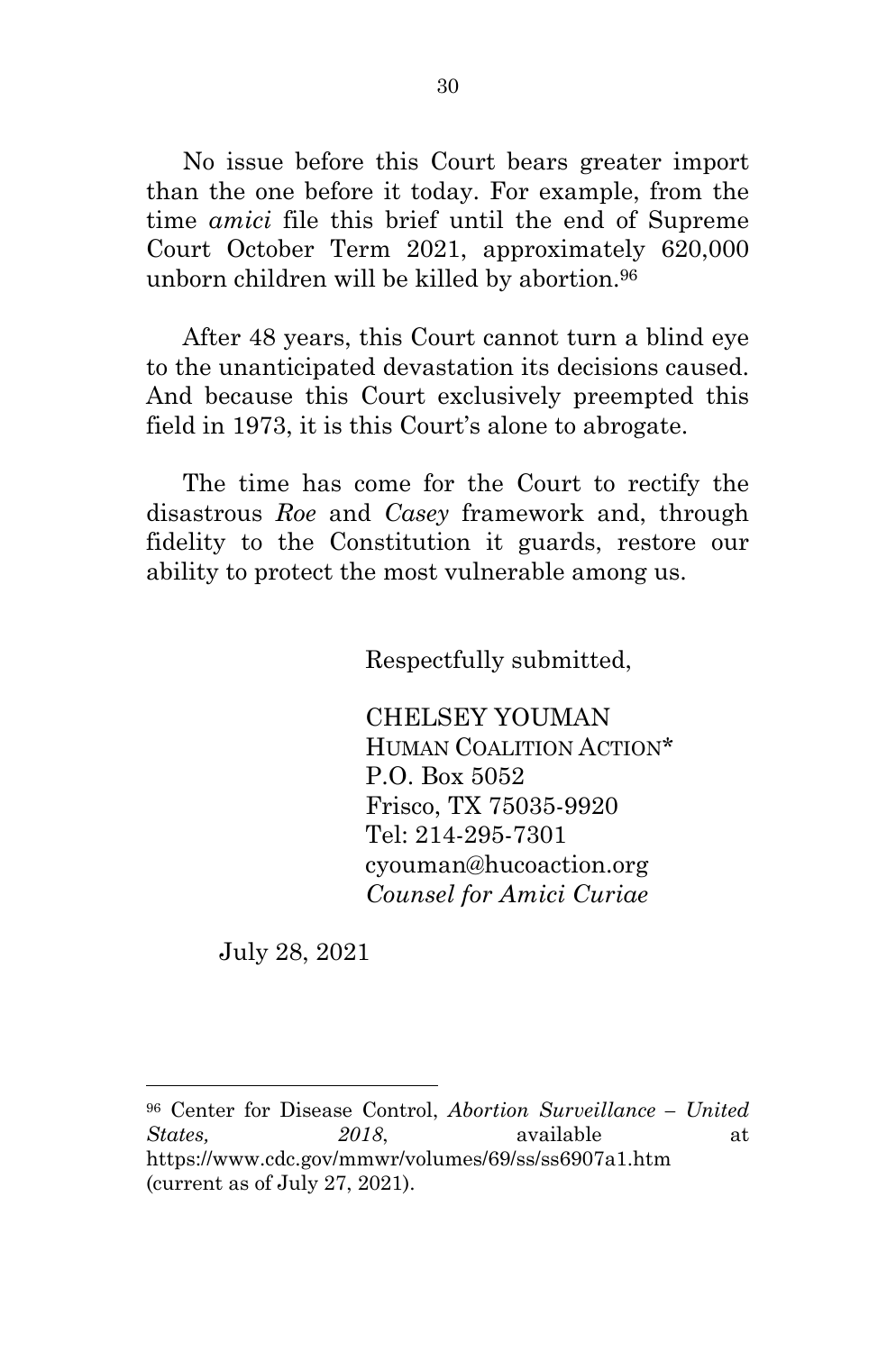No issue before this Court bears greater import than the one before it today. For example, from the time *amici* file this brief until the end of Supreme Court October Term 2021, approximately 620,000 unborn children will be killed by abortion.[96]

After 48 years, this Court cannot turn a blind eye to the unanticipated devastation its decisions caused. And because this Court exclusively preempted this field in 1973, it is this Court's alone to abrogate.

The time has come for the Court to rectify the disastrous *Roe* and *Casey* framework and, through fidelity to the Constitution it guards, restore our ability to protect the most vulnerable among us.

Respectfully submitted,

CHELSEY YOUMAN
HUMAN COALITION ACTION*
P.O. Box 5052
Frisco, TX 75035-9920
Tel: 214-295-7301
cyouman@hucoaction.org
*Counsel for Amici Curiae*

July 28, 2021

---

[96] Center for Disease Control, *Abortion Surveillance – United States, 2018*, available at https://www.cdc.gov/mmwr/volumes/69/ss/ss6907a1.htm (current as of July 27, 2021).